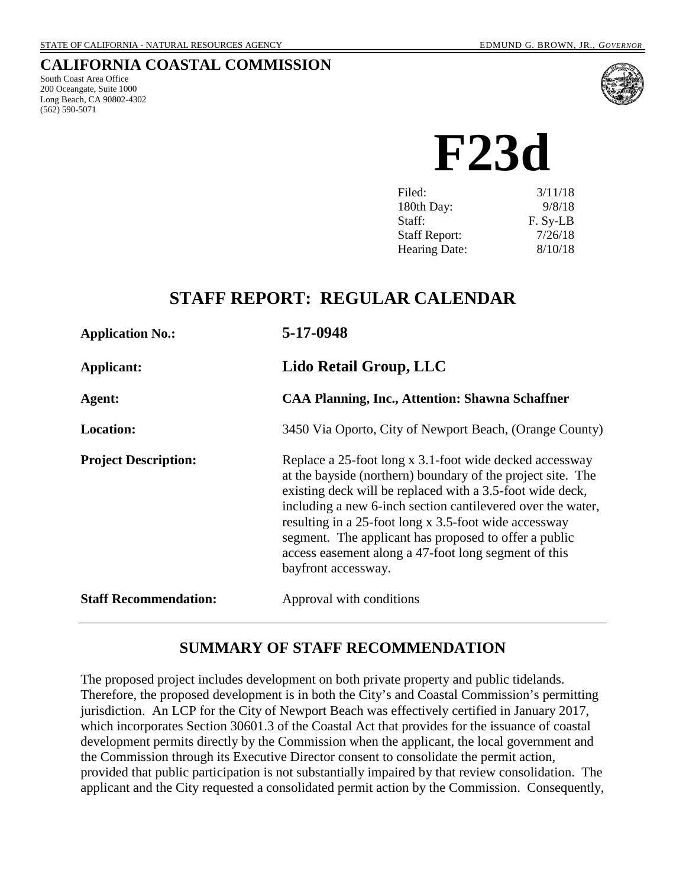STATE OF CALIFORNIA - NATURAL RESOURCES AGENCY EDMUND G. BROWN, JR., *GOVERNOR*

# CALIFORNIA COASTAL COMMISSION

South Coast Area Office
200 Oceangate, Suite 1000
Long Beach, CA 90802-4302
(562) 590-5071

# F23d

| | |
|---|---|
| Filed: | 3/11/18 |
| 180th Day: | 9/8/18 |
| Staff: | F. Sy-LB |
| Staff Report: | 7/26/18 |
| Hearing Date: | 8/10/18 |

## STAFF REPORT: REGULAR CALENDAR

| | |
|---|---|
| **Application No.:** | **5-17-0948** |
| **Applicant:** | **Lido Retail Group, LLC** |
| **Agent:** | **CAA Planning, Inc., Attention: Shawna Schaffner** |
| **Location:** | 3450 Via Oporto, City of Newport Beach, (Orange County) |
| **Project Description:** | Replace a 25-foot long x 3.1-foot wide decked accessway at the bayside (northern) boundary of the project site. The existing deck will be replaced with a 3.5-foot wide deck, including a new 6-inch section cantilevered over the water, resulting in a 25-foot long x 3.5-foot wide accessway segment. The applicant has proposed to offer a public access easement along a 47-foot long segment of this bayfront accessway. |
| **Staff Recommendation:** | Approval with conditions |

## SUMMARY OF STAFF RECOMMENDATION

The proposed project includes development on both private property and public tidelands. Therefore, the proposed development is in both the City's and Coastal Commission's permitting jurisdiction. An LCP for the City of Newport Beach was effectively certified in January 2017, which incorporates Section 30601.3 of the Coastal Act that provides for the issuance of coastal development permits directly by the Commission when the applicant, the local government and the Commission through its Executive Director consent to consolidate the permit action, provided that public participation is not substantially impaired by that review consolidation. The applicant and the City requested a consolidated permit action by the Commission. Consequently,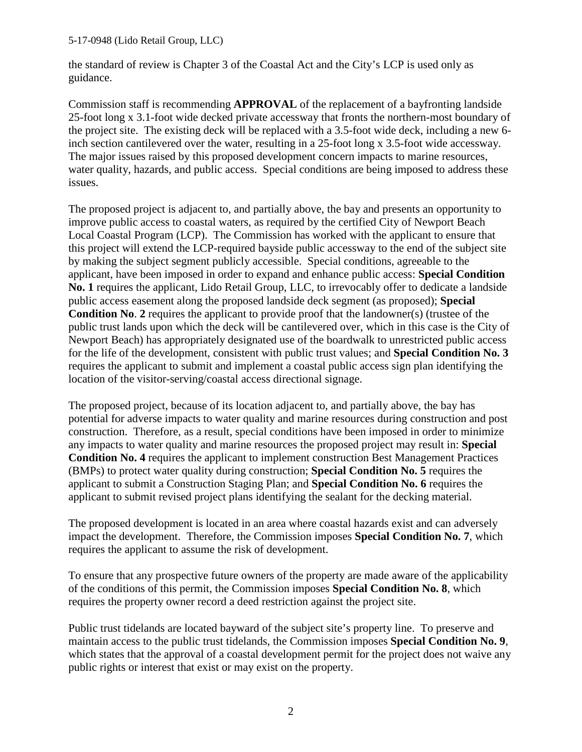the standard of review is Chapter 3 of the Coastal Act and the City's LCP is used only as guidance.

Commission staff is recommending **APPROVAL** of the replacement of a bayfronting landside 25-foot long x 3.1-foot wide decked private accessway that fronts the northern-most boundary of the project site. The existing deck will be replaced with a 3.5-foot wide deck, including a new 6-inch section cantilevered over the water, resulting in a 25-foot long x 3.5-foot wide accessway. The major issues raised by this proposed development concern impacts to marine resources, water quality, hazards, and public access. Special conditions are being imposed to address these issues.

The proposed project is adjacent to, and partially above, the bay and presents an opportunity to improve public access to coastal waters, as required by the certified City of Newport Beach Local Coastal Program (LCP). The Commission has worked with the applicant to ensure that this project will extend the LCP-required bayside public accessway to the end of the subject site by making the subject segment publicly accessible. Special conditions, agreeable to the applicant, have been imposed in order to expand and enhance public access: **Special Condition No. 1** requires the applicant, Lido Retail Group, LLC, to irrevocably offer to dedicate a landside public access easement along the proposed landside deck segment (as proposed); **Special Condition No**. **2** requires the applicant to provide proof that the landowner(s) (trustee of the public trust lands upon which the deck will be cantilevered over, which in this case is the City of Newport Beach) has appropriately designated use of the boardwalk to unrestricted public access for the life of the development, consistent with public trust values; and **Special Condition No. 3** requires the applicant to submit and implement a coastal public access sign plan identifying the location of the visitor-serving/coastal access directional signage.

The proposed project, because of its location adjacent to, and partially above, the bay has potential for adverse impacts to water quality and marine resources during construction and post construction. Therefore, as a result, special conditions have been imposed in order to minimize any impacts to water quality and marine resources the proposed project may result in: **Special Condition No. 4** requires the applicant to implement construction Best Management Practices (BMPs) to protect water quality during construction; **Special Condition No. 5** requires the applicant to submit a Construction Staging Plan; and **Special Condition No. 6** requires the applicant to submit revised project plans identifying the sealant for the decking material.

The proposed development is located in an area where coastal hazards exist and can adversely impact the development. Therefore, the Commission imposes **Special Condition No. 7**, which requires the applicant to assume the risk of development.

To ensure that any prospective future owners of the property are made aware of the applicability of the conditions of this permit, the Commission imposes **Special Condition No. 8**, which requires the property owner record a deed restriction against the project site.

Public trust tidelands are located bayward of the subject site's property line. To preserve and maintain access to the public trust tidelands, the Commission imposes **Special Condition No. 9**, which states that the approval of a coastal development permit for the project does not waive any public rights or interest that exist or may exist on the property.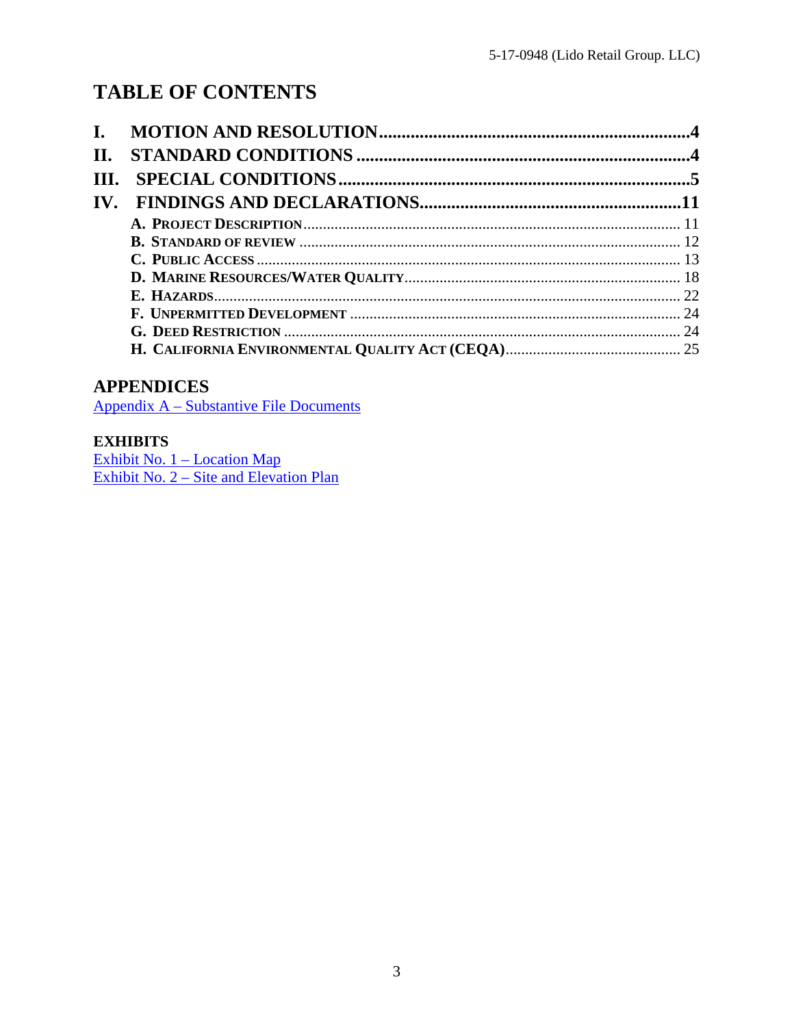# TABLE OF CONTENTS

**I. MOTION AND RESOLUTION....................................................................4**
**II. STANDARD CONDITIONS ....................................................................4**
**III. SPECIAL CONDITIONS......................................................................5**
**IV. FINDINGS AND DECLARATIONS.......................................................11**

- **A. PROJECT DESCRIPTION** ................................................................ 11
- **B. STANDARD OF REVIEW** ................................................................ 12
- **C. PUBLIC ACCESS** ................................................................ 13
- **D. MARINE RESOURCES/WATER QUALITY** ........................................ 18
- **E. HAZARDS** ................................................................ 22
- **F. UNPERMITTED DEVELOPMENT** ................................................... 24
- **G. DEED RESTRICTION** ................................................................ 24
- **H. CALIFORNIA ENVIRONMENTAL QUALITY ACT (CEQA)** ........................ 25

## APPENDICES

Appendix A – Substantive File Documents

### EXHIBITS

Exhibit No. 1 – Location Map
Exhibit No. 2 – Site and Elevation Plan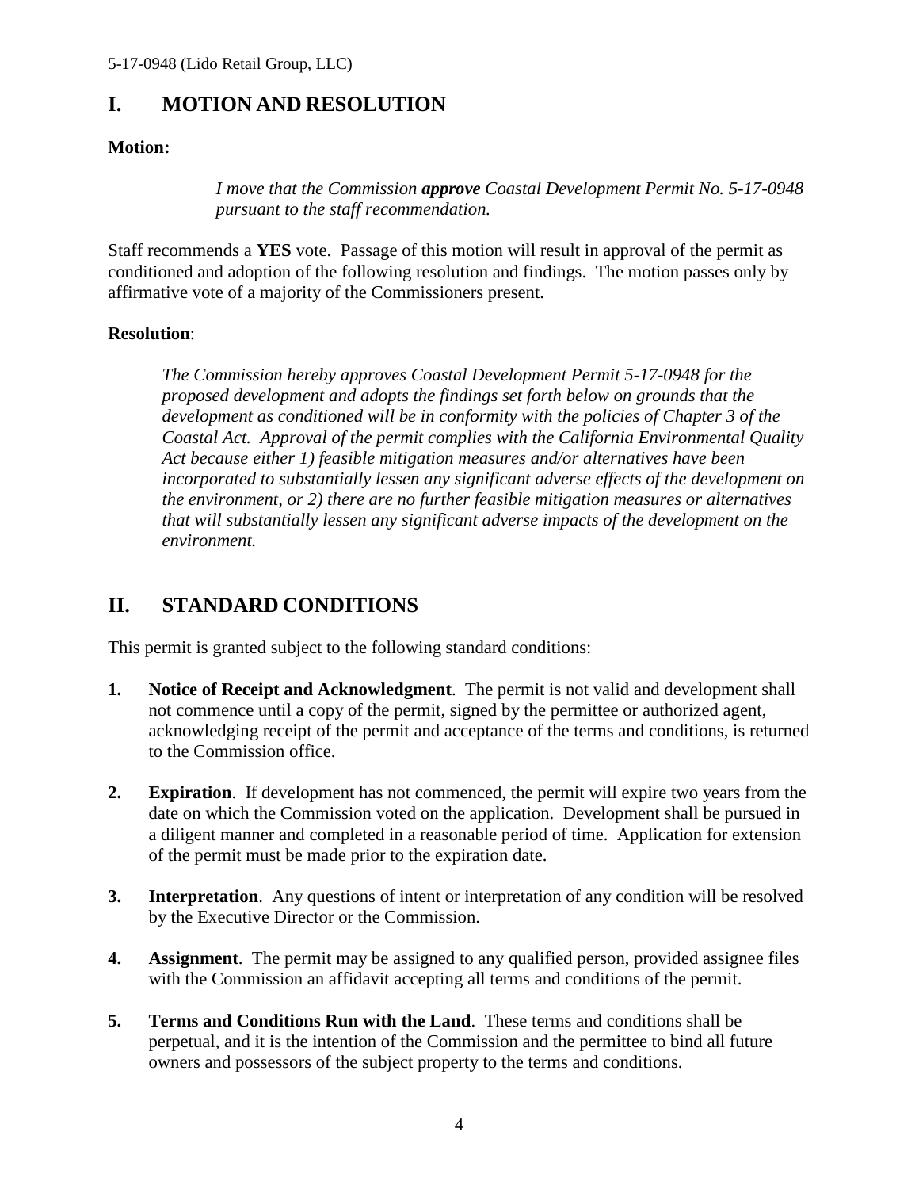# I. MOTION AND RESOLUTION

**Motion:**

> *I move that the Commission **approve** Coastal Development Permit No. 5-17-0948 pursuant to the staff recommendation.*

Staff recommends a **YES** vote. Passage of this motion will result in approval of the permit as conditioned and adoption of the following resolution and findings. The motion passes only by affirmative vote of a majority of the Commissioners present.

**Resolution**:

> *The Commission hereby approves Coastal Development Permit 5-17-0948 for the proposed development and adopts the findings set forth below on grounds that the development as conditioned will be in conformity with the policies of Chapter 3 of the Coastal Act. Approval of the permit complies with the California Environmental Quality Act because either 1) feasible mitigation measures and/or alternatives have been incorporated to substantially lessen any significant adverse effects of the development on the environment, or 2) there are no further feasible mitigation measures or alternatives that will substantially lessen any significant adverse impacts of the development on the environment.*

# II. STANDARD CONDITIONS

This permit is granted subject to the following standard conditions:

1. **Notice of Receipt and Acknowledgment**. The permit is not valid and development shall not commence until a copy of the permit, signed by the permittee or authorized agent, acknowledging receipt of the permit and acceptance of the terms and conditions, is returned to the Commission office.

2. **Expiration**. If development has not commenced, the permit will expire two years from the date on which the Commission voted on the application. Development shall be pursued in a diligent manner and completed in a reasonable period of time. Application for extension of the permit must be made prior to the expiration date.

3. **Interpretation**. Any questions of intent or interpretation of any condition will be resolved by the Executive Director or the Commission.

4. **Assignment**. The permit may be assigned to any qualified person, provided assignee files with the Commission an affidavit accepting all terms and conditions of the permit.

5. **Terms and Conditions Run with the Land**. These terms and conditions shall be perpetual, and it is the intention of the Commission and the permittee to bind all future owners and possessors of the subject property to the terms and conditions.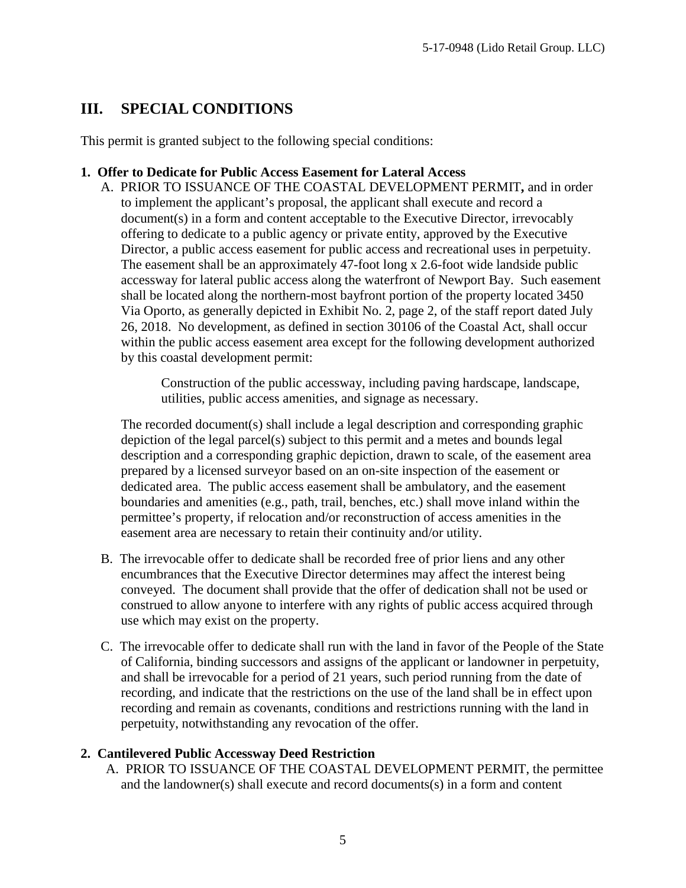## III. SPECIAL CONDITIONS

This permit is granted subject to the following special conditions:

**1. Offer to Dedicate for Public Access Easement for Lateral Access**

A. PRIOR TO ISSUANCE OF THE COASTAL DEVELOPMENT PERMIT**,** and in order to implement the applicant's proposal, the applicant shall execute and record a document(s) in a form and content acceptable to the Executive Director, irrevocably offering to dedicate to a public agency or private entity, approved by the Executive Director, a public access easement for public access and recreational uses in perpetuity. The easement shall be an approximately 47-foot long x 2.6-foot wide landside public accessway for lateral public access along the waterfront of Newport Bay. Such easement shall be located along the northern-most bayfront portion of the property located 3450 Via Oporto, as generally depicted in Exhibit No. 2, page 2, of the staff report dated July 26, 2018. No development, as defined in section 30106 of the Coastal Act, shall occur within the public access easement area except for the following development authorized by this coastal development permit:

> Construction of the public accessway, including paving hardscape, landscape, utilities, public access amenities, and signage as necessary.

The recorded document(s) shall include a legal description and corresponding graphic depiction of the legal parcel(s) subject to this permit and a metes and bounds legal description and a corresponding graphic depiction, drawn to scale, of the easement area prepared by a licensed surveyor based on an on-site inspection of the easement or dedicated area. The public access easement shall be ambulatory, and the easement boundaries and amenities (e.g., path, trail, benches, etc.) shall move inland within the permittee's property, if relocation and/or reconstruction of access amenities in the easement area are necessary to retain their continuity and/or utility.

B. The irrevocable offer to dedicate shall be recorded free of prior liens and any other encumbrances that the Executive Director determines may affect the interest being conveyed. The document shall provide that the offer of dedication shall not be used or construed to allow anyone to interfere with any rights of public access acquired through use which may exist on the property.

C. The irrevocable offer to dedicate shall run with the land in favor of the People of the State of California, binding successors and assigns of the applicant or landowner in perpetuity, and shall be irrevocable for a period of 21 years, such period running from the date of recording, and indicate that the restrictions on the use of the land shall be in effect upon recording and remain as covenants, conditions and restrictions running with the land in perpetuity, notwithstanding any revocation of the offer.

**2. Cantilevered Public Accessway Deed Restriction**

A. PRIOR TO ISSUANCE OF THE COASTAL DEVELOPMENT PERMIT, the permittee and the landowner(s) shall execute and record documents(s) in a form and content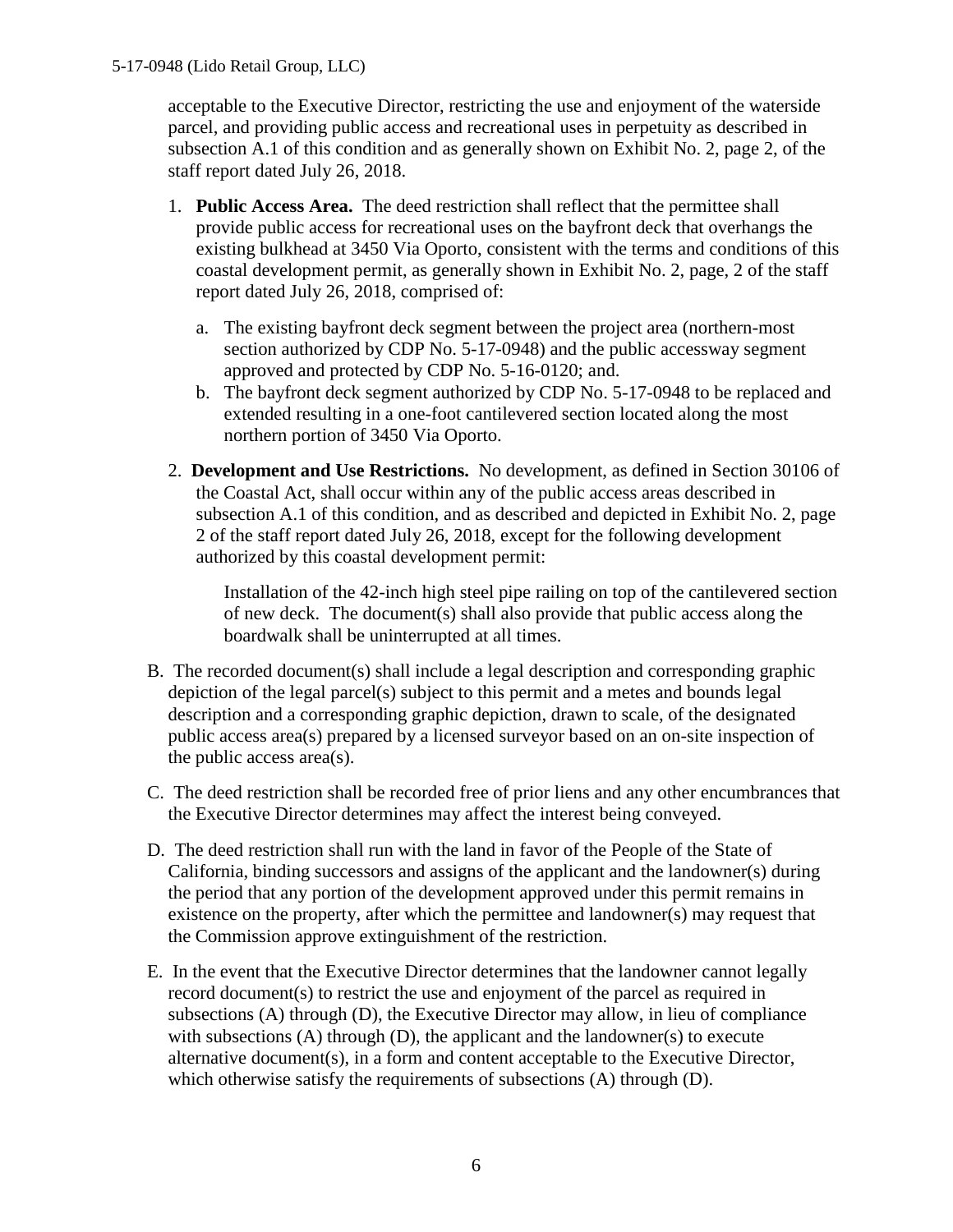acceptable to the Executive Director, restricting the use and enjoyment of the waterside parcel, and providing public access and recreational uses in perpetuity as described in subsection A.1 of this condition and as generally shown on Exhibit No. 2, page 2, of the staff report dated July 26, 2018.

1. **Public Access Area.** The deed restriction shall reflect that the permittee shall provide public access for recreational uses on the bayfront deck that overhangs the existing bulkhead at 3450 Via Oporto, consistent with the terms and conditions of this coastal development permit, as generally shown in Exhibit No. 2, page, 2 of the staff report dated July 26, 2018, comprised of:

   a. The existing bayfront deck segment between the project area (northern-most section authorized by CDP No. 5-17-0948) and the public accessway segment approved and protected by CDP No. 5-16-0120; and.

   b. The bayfront deck segment authorized by CDP No. 5-17-0948 to be replaced and extended resulting in a one-foot cantilevered section located along the most northern portion of 3450 Via Oporto.

2. **Development and Use Restrictions.** No development, as defined in Section 30106 of the Coastal Act, shall occur within any of the public access areas described in subsection A.1 of this condition, and as described and depicted in Exhibit No. 2, page 2 of the staff report dated July 26, 2018, except for the following development authorized by this coastal development permit:

   Installation of the 42-inch high steel pipe railing on top of the cantilevered section of new deck. The document(s) shall also provide that public access along the boardwalk shall be uninterrupted at all times.

B. The recorded document(s) shall include a legal description and corresponding graphic depiction of the legal parcel(s) subject to this permit and a metes and bounds legal description and a corresponding graphic depiction, drawn to scale, of the designated public access area(s) prepared by a licensed surveyor based on an on-site inspection of the public access area(s).

C. The deed restriction shall be recorded free of prior liens and any other encumbrances that the Executive Director determines may affect the interest being conveyed.

D. The deed restriction shall run with the land in favor of the People of the State of California, binding successors and assigns of the applicant and the landowner(s) during the period that any portion of the development approved under this permit remains in existence on the property, after which the permittee and landowner(s) may request that the Commission approve extinguishment of the restriction.

E. In the event that the Executive Director determines that the landowner cannot legally record document(s) to restrict the use and enjoyment of the parcel as required in subsections (A) through (D), the Executive Director may allow, in lieu of compliance with subsections (A) through (D), the applicant and the landowner(s) to execute alternative document(s), in a form and content acceptable to the Executive Director, which otherwise satisfy the requirements of subsections (A) through (D).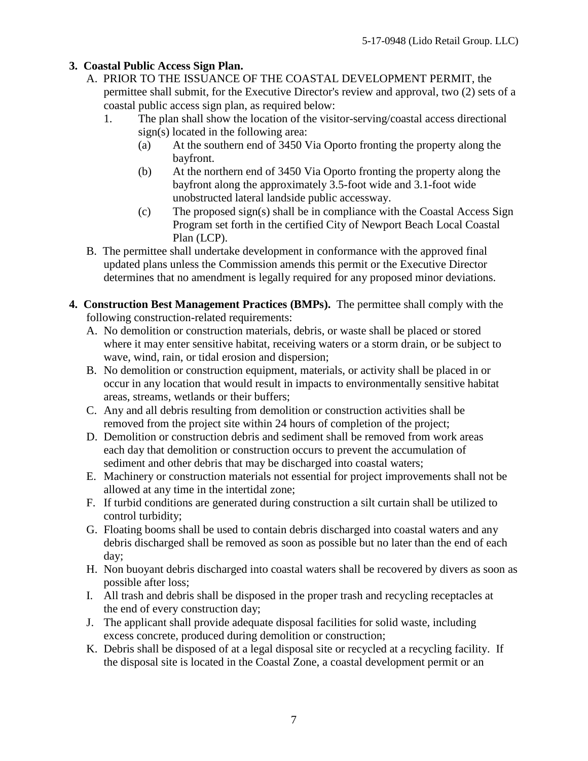**3. Coastal Public Access Sign Plan.**

A. PRIOR TO THE ISSUANCE OF THE COASTAL DEVELOPMENT PERMIT, the permittee shall submit, for the Executive Director's review and approval, two (2) sets of a coastal public access sign plan, as required below:

1. The plan shall show the location of the visitor-serving/coastal access directional sign(s) located in the following area:
   (a) At the southern end of 3450 Via Oporto fronting the property along the bayfront.
   (b) At the northern end of 3450 Via Oporto fronting the property along the bayfront along the approximately 3.5-foot wide and 3.1-foot wide unobstructed lateral landside public accessway.
   (c) The proposed sign(s) shall be in compliance with the Coastal Access Sign Program set forth in the certified City of Newport Beach Local Coastal Plan (LCP).

B. The permittee shall undertake development in conformance with the approved final updated plans unless the Commission amends this permit or the Executive Director determines that no amendment is legally required for any proposed minor deviations.

**4. Construction Best Management Practices (BMPs).** The permittee shall comply with the following construction-related requirements:

A. No demolition or construction materials, debris, or waste shall be placed or stored where it may enter sensitive habitat, receiving waters or a storm drain, or be subject to wave, wind, rain, or tidal erosion and dispersion;

B. No demolition or construction equipment, materials, or activity shall be placed in or occur in any location that would result in impacts to environmentally sensitive habitat areas, streams, wetlands or their buffers;

C. Any and all debris resulting from demolition or construction activities shall be removed from the project site within 24 hours of completion of the project;

D. Demolition or construction debris and sediment shall be removed from work areas each day that demolition or construction occurs to prevent the accumulation of sediment and other debris that may be discharged into coastal waters;

E. Machinery or construction materials not essential for project improvements shall not be allowed at any time in the intertidal zone;

F. If turbid conditions are generated during construction a silt curtain shall be utilized to control turbidity;

G. Floating booms shall be used to contain debris discharged into coastal waters and any debris discharged shall be removed as soon as possible but no later than the end of each day;

H. Non buoyant debris discharged into coastal waters shall be recovered by divers as soon as possible after loss;

I. All trash and debris shall be disposed in the proper trash and recycling receptacles at the end of every construction day;

J. The applicant shall provide adequate disposal facilities for solid waste, including excess concrete, produced during demolition or construction;

K. Debris shall be disposed of at a legal disposal site or recycled at a recycling facility. If the disposal site is located in the Coastal Zone, a coastal development permit or an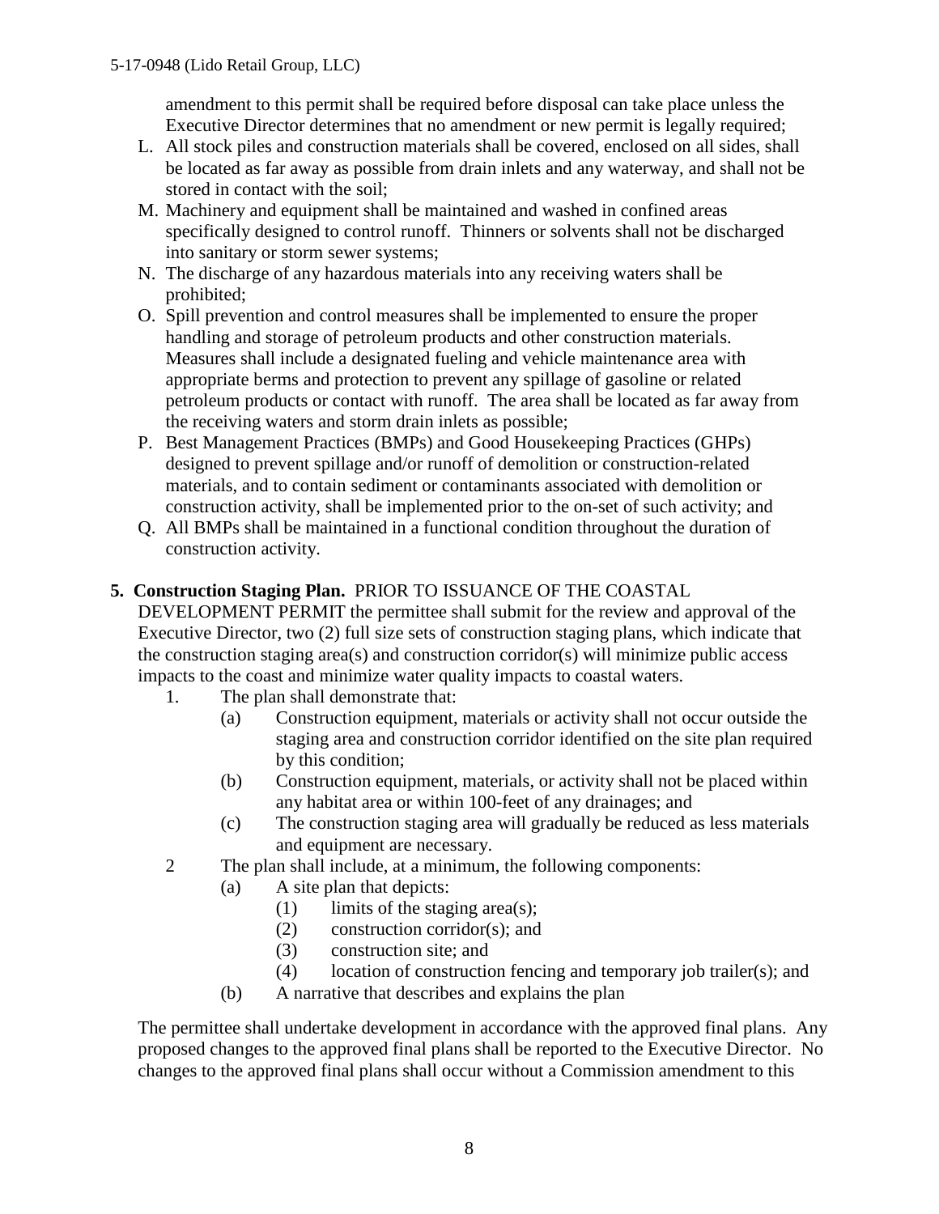amendment to this permit shall be required before disposal can take place unless the Executive Director determines that no amendment or new permit is legally required;

L. All stock piles and construction materials shall be covered, enclosed on all sides, shall be located as far away as possible from drain inlets and any waterway, and shall not be stored in contact with the soil;
M. Machinery and equipment shall be maintained and washed in confined areas specifically designed to control runoff. Thinners or solvents shall not be discharged into sanitary or storm sewer systems;
N. The discharge of any hazardous materials into any receiving waters shall be prohibited;
O. Spill prevention and control measures shall be implemented to ensure the proper handling and storage of petroleum products and other construction materials. Measures shall include a designated fueling and vehicle maintenance area with appropriate berms and protection to prevent any spillage of gasoline or related petroleum products or contact with runoff. The area shall be located as far away from the receiving waters and storm drain inlets as possible;
P. Best Management Practices (BMPs) and Good Housekeeping Practices (GHPs) designed to prevent spillage and/or runoff of demolition or construction-related materials, and to contain sediment or contaminants associated with demolition or construction activity, shall be implemented prior to the on-set of such activity; and
Q. All BMPs shall be maintained in a functional condition throughout the duration of construction activity.

**5. Construction Staging Plan.** PRIOR TO ISSUANCE OF THE COASTAL DEVELOPMENT PERMIT the permittee shall submit for the review and approval of the Executive Director, two (2) full size sets of construction staging plans, which indicate that the construction staging area(s) and construction corridor(s) will minimize public access impacts to the coast and minimize water quality impacts to coastal waters.

1. The plan shall demonstrate that:
   - (a) Construction equipment, materials or activity shall not occur outside the staging area and construction corridor identified on the site plan required by this condition;
   - (b) Construction equipment, materials, or activity shall not be placed within any habitat area or within 100-feet of any drainages; and
   - (c) The construction staging area will gradually be reduced as less materials and equipment are necessary.
2. The plan shall include, at a minimum, the following components:
   - (a) A site plan that depicts:
     - (1) limits of the staging area(s);
     - (2) construction corridor(s); and
     - (3) construction site; and
     - (4) location of construction fencing and temporary job trailer(s); and
   - (b) A narrative that describes and explains the plan

The permittee shall undertake development in accordance with the approved final plans. Any proposed changes to the approved final plans shall be reported to the Executive Director. No changes to the approved final plans shall occur without a Commission amendment to this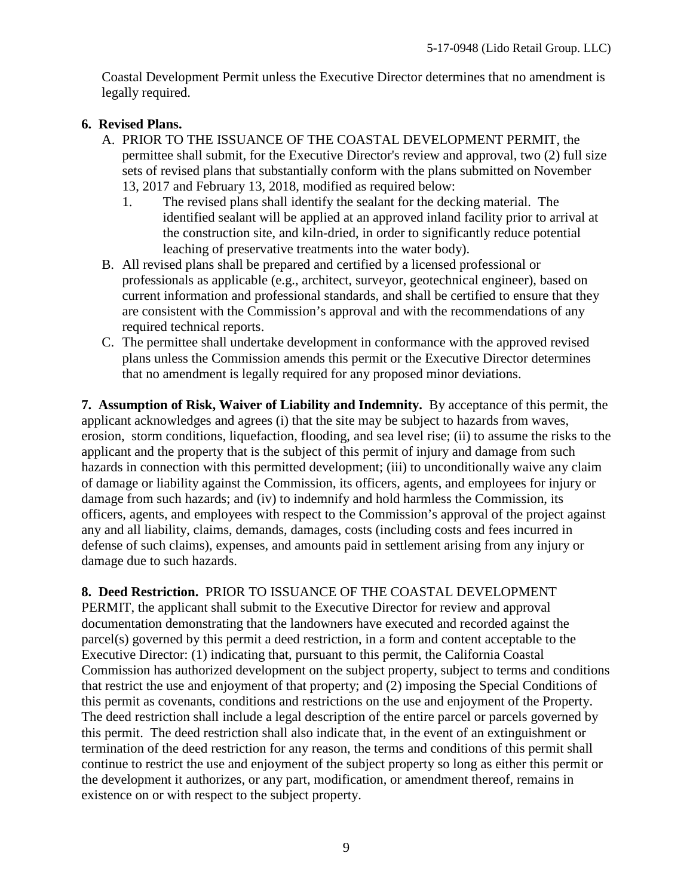Coastal Development Permit unless the Executive Director determines that no amendment is legally required.

**6. Revised Plans.**

A. PRIOR TO THE ISSUANCE OF THE COASTAL DEVELOPMENT PERMIT, the permittee shall submit, for the Executive Director's review and approval, two (2) full size sets of revised plans that substantially conform with the plans submitted on November 13, 2017 and February 13, 2018, modified as required below:
   1. The revised plans shall identify the sealant for the decking material. The identified sealant will be applied at an approved inland facility prior to arrival at the construction site, and kiln-dried, in order to significantly reduce potential leaching of preservative treatments into the water body).

B. All revised plans shall be prepared and certified by a licensed professional or professionals as applicable (e.g., architect, surveyor, geotechnical engineer), based on current information and professional standards, and shall be certified to ensure that they are consistent with the Commission's approval and with the recommendations of any required technical reports.

C. The permittee shall undertake development in conformance with the approved revised plans unless the Commission amends this permit or the Executive Director determines that no amendment is legally required for any proposed minor deviations.

**7. Assumption of Risk, Waiver of Liability and Indemnity.** By acceptance of this permit, the applicant acknowledges and agrees (i) that the site may be subject to hazards from waves, erosion, storm conditions, liquefaction, flooding, and sea level rise; (ii) to assume the risks to the applicant and the property that is the subject of this permit of injury and damage from such hazards in connection with this permitted development; (iii) to unconditionally waive any claim of damage or liability against the Commission, its officers, agents, and employees for injury or damage from such hazards; and (iv) to indemnify and hold harmless the Commission, its officers, agents, and employees with respect to the Commission's approval of the project against any and all liability, claims, demands, damages, costs (including costs and fees incurred in defense of such claims), expenses, and amounts paid in settlement arising from any injury or damage due to such hazards.

**8. Deed Restriction.** PRIOR TO ISSUANCE OF THE COASTAL DEVELOPMENT PERMIT, the applicant shall submit to the Executive Director for review and approval documentation demonstrating that the landowners have executed and recorded against the parcel(s) governed by this permit a deed restriction, in a form and content acceptable to the Executive Director: (1) indicating that, pursuant to this permit, the California Coastal Commission has authorized development on the subject property, subject to terms and conditions that restrict the use and enjoyment of that property; and (2) imposing the Special Conditions of this permit as covenants, conditions and restrictions on the use and enjoyment of the Property. The deed restriction shall include a legal description of the entire parcel or parcels governed by this permit. The deed restriction shall also indicate that, in the event of an extinguishment or termination of the deed restriction for any reason, the terms and conditions of this permit shall continue to restrict the use and enjoyment of the subject property so long as either this permit or the development it authorizes, or any part, modification, or amendment thereof, remains in existence on or with respect to the subject property.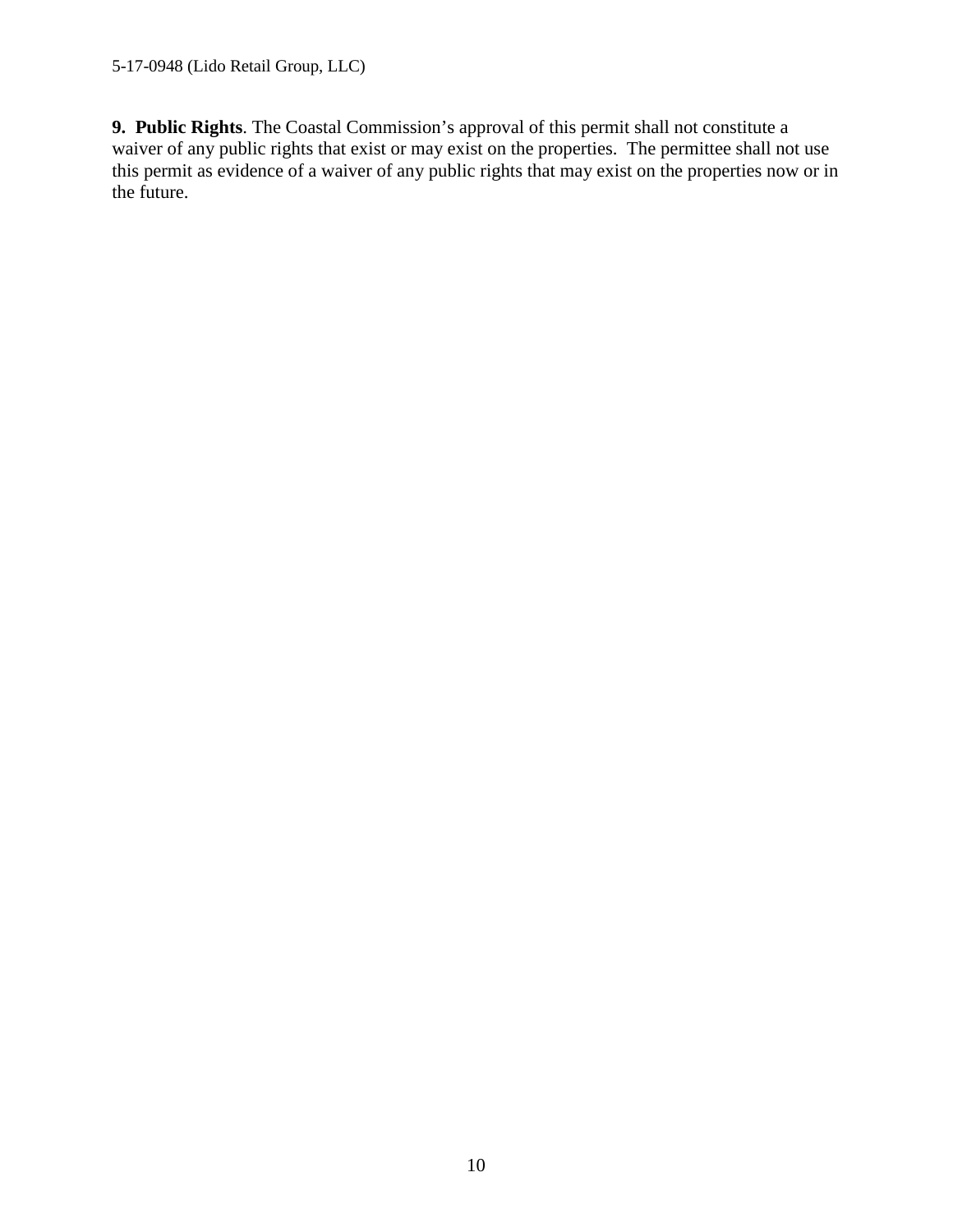**9. Public Rights**. The Coastal Commission's approval of this permit shall not constitute a waiver of any public rights that exist or may exist on the properties. The permittee shall not use this permit as evidence of a waiver of any public rights that may exist on the properties now or in the future.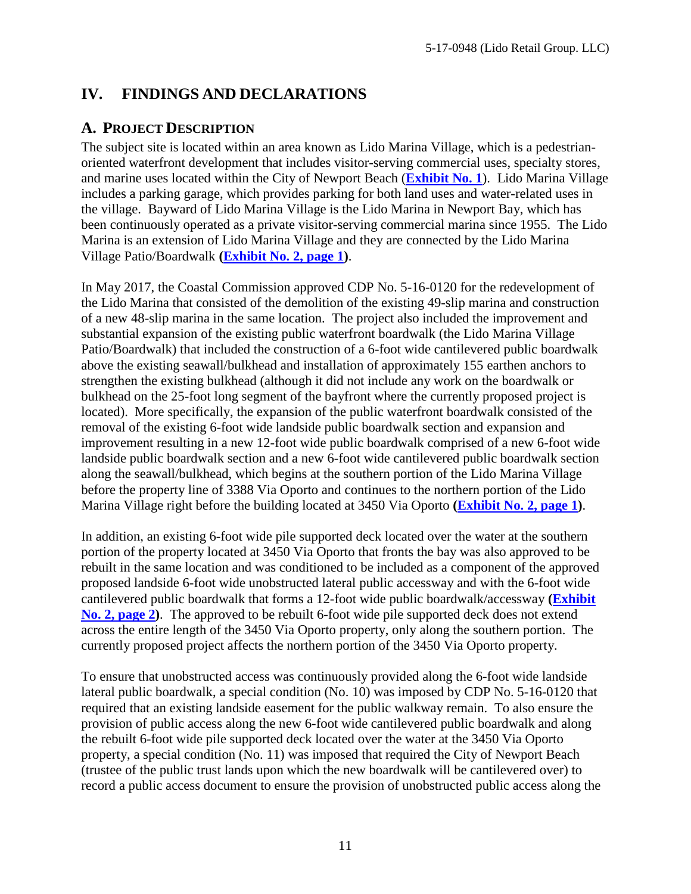# IV. FINDINGS AND DECLARATIONS

## A. PROJECT DESCRIPTION

The subject site is located within an area known as Lido Marina Village, which is a pedestrian-oriented waterfront development that includes visitor-serving commercial uses, specialty stores, and marine uses located within the City of Newport Beach (**Exhibit No. 1**). Lido Marina Village includes a parking garage, which provides parking for both land uses and water-related uses in the village. Bayward of Lido Marina Village is the Lido Marina in Newport Bay, which has been continuously operated as a private visitor-serving commercial marina since 1955. The Lido Marina is an extension of Lido Marina Village and they are connected by the Lido Marina Village Patio/Boardwalk **(Exhibit No. 2, page 1)**.

In May 2017, the Coastal Commission approved CDP No. 5-16-0120 for the redevelopment of the Lido Marina that consisted of the demolition of the existing 49-slip marina and construction of a new 48-slip marina in the same location. The project also included the improvement and substantial expansion of the existing public waterfront boardwalk (the Lido Marina Village Patio/Boardwalk) that included the construction of a 6-foot wide cantilevered public boardwalk above the existing seawall/bulkhead and installation of approximately 155 earthen anchors to strengthen the existing bulkhead (although it did not include any work on the boardwalk or bulkhead on the 25-foot long segment of the bayfront where the currently proposed project is located). More specifically, the expansion of the public waterfront boardwalk consisted of the removal of the existing 6-foot wide landside public boardwalk section and expansion and improvement resulting in a new 12-foot wide public boardwalk comprised of a new 6-foot wide landside public boardwalk section and a new 6-foot wide cantilevered public boardwalk section along the seawall/bulkhead, which begins at the southern portion of the Lido Marina Village before the property line of 3388 Via Oporto and continues to the northern portion of the Lido Marina Village right before the building located at 3450 Via Oporto **(Exhibit No. 2, page 1)**.

In addition, an existing 6-foot wide pile supported deck located over the water at the southern portion of the property located at 3450 Via Oporto that fronts the bay was also approved to be rebuilt in the same location and was conditioned to be included as a component of the approved proposed landside 6-foot wide unobstructed lateral public accessway and with the 6-foot wide cantilevered public boardwalk that forms a 12-foot wide public boardwalk/accessway **(Exhibit No. 2, page 2)**. The approved to be rebuilt 6-foot wide pile supported deck does not extend across the entire length of the 3450 Via Oporto property, only along the southern portion. The currently proposed project affects the northern portion of the 3450 Via Oporto property.

To ensure that unobstructed access was continuously provided along the 6-foot wide landside lateral public boardwalk, a special condition (No. 10) was imposed by CDP No. 5-16-0120 that required that an existing landside easement for the public walkway remain. To also ensure the provision of public access along the new 6-foot wide cantilevered public boardwalk and along the rebuilt 6-foot wide pile supported deck located over the water at the 3450 Via Oporto property, a special condition (No. 11) was imposed that required the City of Newport Beach (trustee of the public trust lands upon which the new boardwalk will be cantilevered over) to record a public access document to ensure the provision of unobstructed public access along the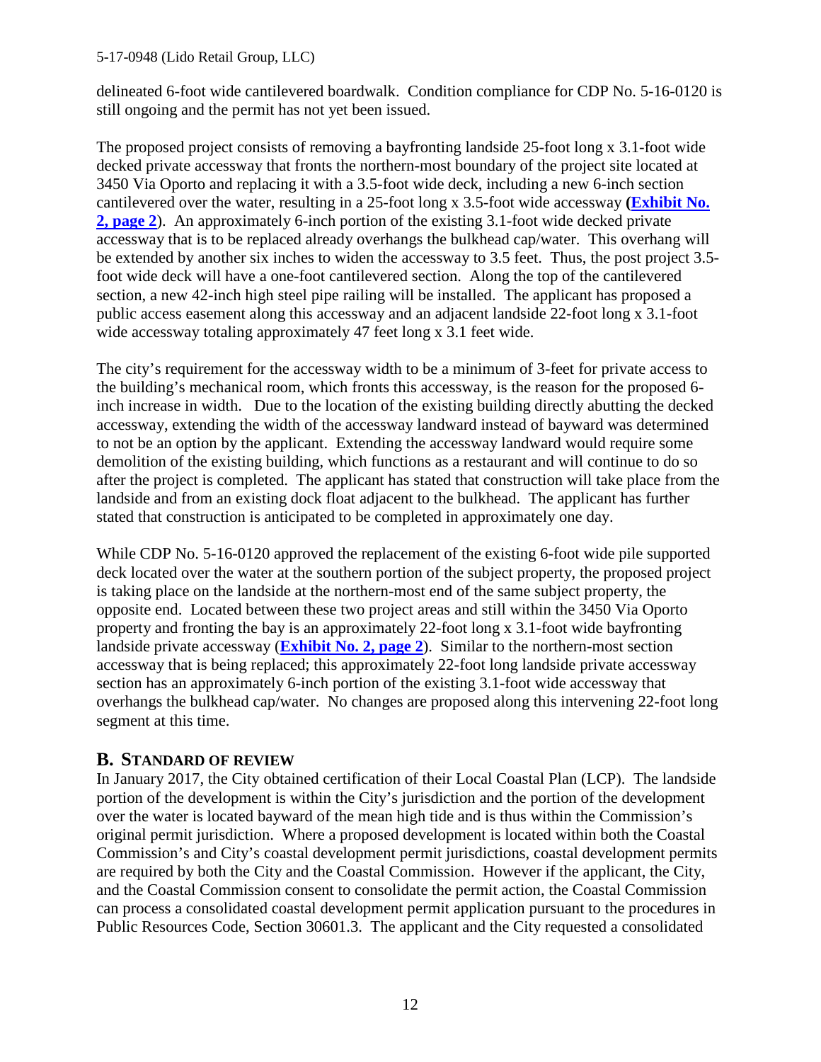delineated 6-foot wide cantilevered boardwalk. Condition compliance for CDP No. 5-16-0120 is still ongoing and the permit has not yet been issued.

The proposed project consists of removing a bayfronting landside 25-foot long x 3.1-foot wide decked private accessway that fronts the northern-most boundary of the project site located at 3450 Via Oporto and replacing it with a 3.5-foot wide deck, including a new 6-inch section cantilevered over the water, resulting in a 25-foot long x 3.5-foot wide accessway **(Exhibit No. 2, page 2)**. An approximately 6-inch portion of the existing 3.1-foot wide decked private accessway that is to be replaced already overhangs the bulkhead cap/water. This overhang will be extended by another six inches to widen the accessway to 3.5 feet. Thus, the post project 3.5-foot wide deck will have a one-foot cantilevered section. Along the top of the cantilevered section, a new 42-inch high steel pipe railing will be installed. The applicant has proposed a public access easement along this accessway and an adjacent landside 22-foot long x 3.1-foot wide accessway totaling approximately 47 feet long x 3.1 feet wide.

The city's requirement for the accessway width to be a minimum of 3-feet for private access to the building's mechanical room, which fronts this accessway, is the reason for the proposed 6-inch increase in width. Due to the location of the existing building directly abutting the decked accessway, extending the width of the accessway landward instead of bayward was determined to not be an option by the applicant. Extending the accessway landward would require some demolition of the existing building, which functions as a restaurant and will continue to do so after the project is completed. The applicant has stated that construction will take place from the landside and from an existing dock float adjacent to the bulkhead. The applicant has further stated that construction is anticipated to be completed in approximately one day.

While CDP No. 5-16-0120 approved the replacement of the existing 6-foot wide pile supported deck located over the water at the southern portion of the subject property, the proposed project is taking place on the landside at the northern-most end of the same subject property, the opposite end. Located between these two project areas and still within the 3450 Via Oporto property and fronting the bay is an approximately 22-foot long x 3.1-foot wide bayfronting landside private accessway (**Exhibit No. 2, page 2**). Similar to the northern-most section accessway that is being replaced; this approximately 22-foot long landside private accessway section has an approximately 6-inch portion of the existing 3.1-foot wide accessway that overhangs the bulkhead cap/water. No changes are proposed along this intervening 22-foot long segment at this time.

## B. STANDARD OF REVIEW

In January 2017, the City obtained certification of their Local Coastal Plan (LCP). The landside portion of the development is within the City's jurisdiction and the portion of the development over the water is located bayward of the mean high tide and is thus within the Commission's original permit jurisdiction. Where a proposed development is located within both the Coastal Commission's and City's coastal development permit jurisdictions, coastal development permits are required by both the City and the Coastal Commission. However if the applicant, the City, and the Coastal Commission consent to consolidate the permit action, the Coastal Commission can process a consolidated coastal development permit application pursuant to the procedures in Public Resources Code, Section 30601.3. The applicant and the City requested a consolidated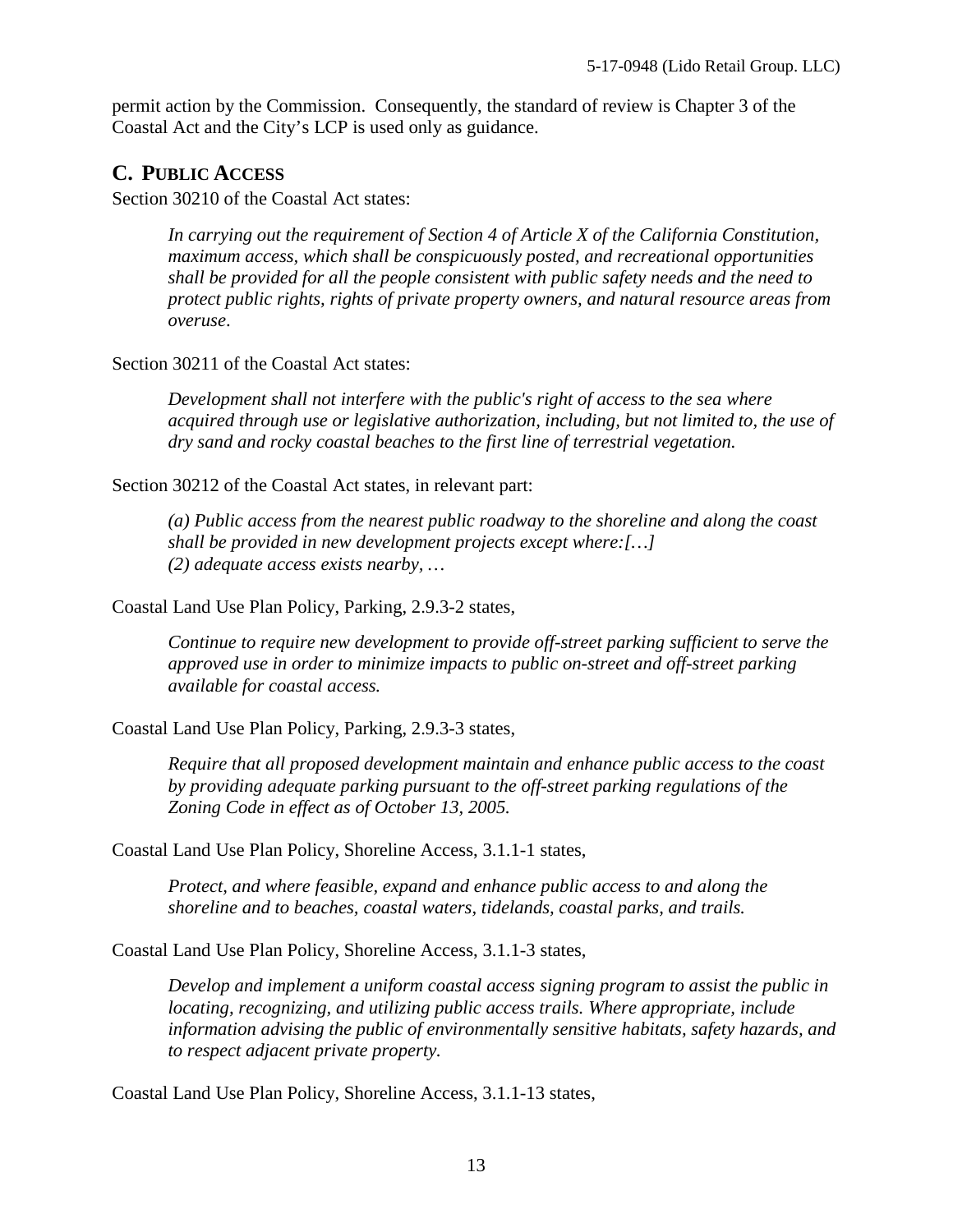permit action by the Commission. Consequently, the standard of review is Chapter 3 of the Coastal Act and the City's LCP is used only as guidance.

## C. PUBLIC ACCESS

Section 30210 of the Coastal Act states:

> *In carrying out the requirement of Section 4 of Article X of the California Constitution, maximum access, which shall be conspicuously posted, and recreational opportunities shall be provided for all the people consistent with public safety needs and the need to protect public rights, rights of private property owners, and natural resource areas from overuse.*

Section 30211 of the Coastal Act states:

> *Development shall not interfere with the public's right of access to the sea where acquired through use or legislative authorization, including, but not limited to, the use of dry sand and rocky coastal beaches to the first line of terrestrial vegetation.*

Section 30212 of the Coastal Act states, in relevant part:

> *(a) Public access from the nearest public roadway to the shoreline and along the coast shall be provided in new development projects except where:[…]*
> *(2) adequate access exists nearby, …*

Coastal Land Use Plan Policy, Parking, 2.9.3-2 states,

> *Continue to require new development to provide off-street parking sufficient to serve the approved use in order to minimize impacts to public on-street and off-street parking available for coastal access.*

Coastal Land Use Plan Policy, Parking, 2.9.3-3 states,

> *Require that all proposed development maintain and enhance public access to the coast by providing adequate parking pursuant to the off-street parking regulations of the Zoning Code in effect as of October 13, 2005.*

Coastal Land Use Plan Policy, Shoreline Access, 3.1.1-1 states,

> *Protect, and where feasible, expand and enhance public access to and along the shoreline and to beaches, coastal waters, tidelands, coastal parks, and trails.*

Coastal Land Use Plan Policy, Shoreline Access, 3.1.1-3 states,

> *Develop and implement a uniform coastal access signing program to assist the public in locating, recognizing, and utilizing public access trails. Where appropriate, include information advising the public of environmentally sensitive habitats, safety hazards, and to respect adjacent private property.*

Coastal Land Use Plan Policy, Shoreline Access, 3.1.1-13 states,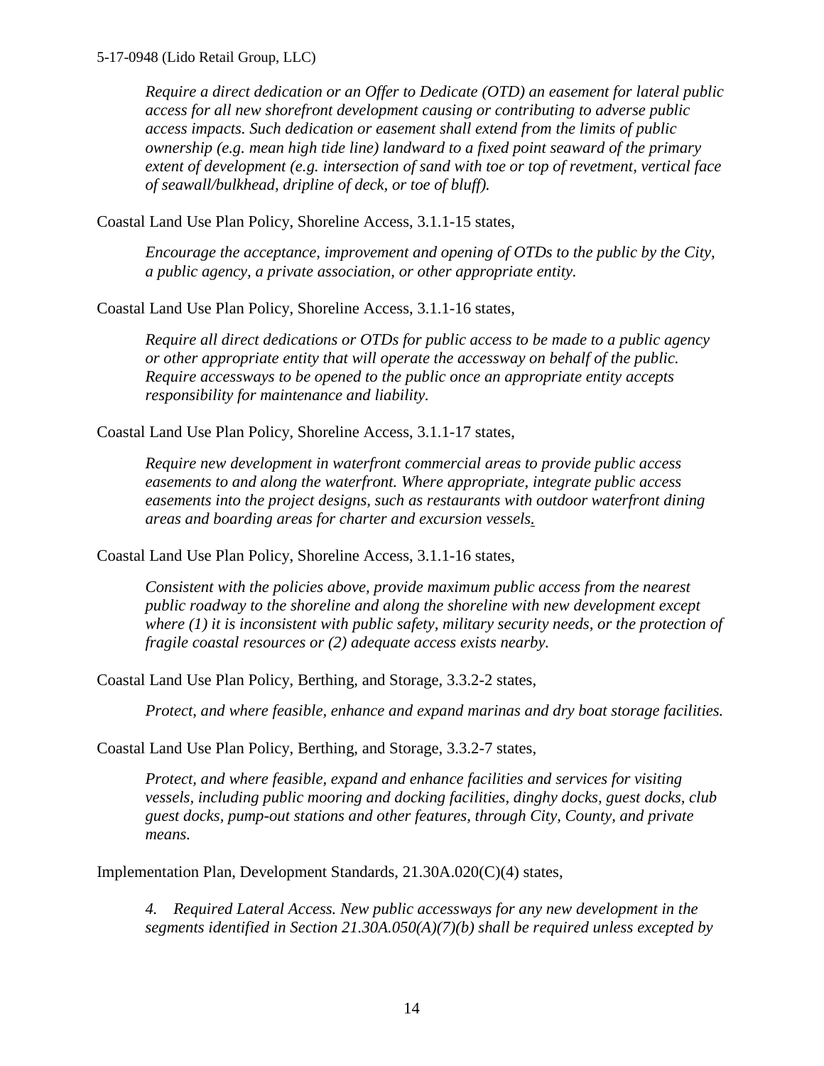*Require a direct dedication or an Offer to Dedicate (OTD) an easement for lateral public access for all new shorefront development causing or contributing to adverse public access impacts. Such dedication or easement shall extend from the limits of public ownership (e.g. mean high tide line) landward to a fixed point seaward of the primary extent of development (e.g. intersection of sand with toe or top of revetment, vertical face of seawall/bulkhead, dripline of deck, or toe of bluff).*

Coastal Land Use Plan Policy, Shoreline Access, 3.1.1-15 states,

> *Encourage the acceptance, improvement and opening of OTDs to the public by the City, a public agency, a private association, or other appropriate entity.*

Coastal Land Use Plan Policy, Shoreline Access, 3.1.1-16 states,

> *Require all direct dedications or OTDs for public access to be made to a public agency or other appropriate entity that will operate the accessway on behalf of the public. Require accessways to be opened to the public once an appropriate entity accepts responsibility for maintenance and liability.*

Coastal Land Use Plan Policy, Shoreline Access, 3.1.1-17 states,

> *Require new development in waterfront commercial areas to provide public access easements to and along the waterfront. Where appropriate, integrate public access easements into the project designs, such as restaurants with outdoor waterfront dining areas and boarding areas for charter and excursion vessels.*

Coastal Land Use Plan Policy, Shoreline Access, 3.1.1-16 states,

> *Consistent with the policies above, provide maximum public access from the nearest public roadway to the shoreline and along the shoreline with new development except where (1) it is inconsistent with public safety, military security needs, or the protection of fragile coastal resources or (2) adequate access exists nearby.*

Coastal Land Use Plan Policy, Berthing, and Storage, 3.3.2-2 states,

> *Protect, and where feasible, enhance and expand marinas and dry boat storage facilities.*

Coastal Land Use Plan Policy, Berthing, and Storage, 3.3.2-7 states,

> *Protect, and where feasible, expand and enhance facilities and services for visiting vessels, including public mooring and docking facilities, dinghy docks, guest docks, club guest docks, pump-out stations and other features, through City, County, and private means.*

Implementation Plan, Development Standards, 21.30A.020(C)(4) states,

> *4. Required Lateral Access. New public accessways for any new development in the segments identified in Section 21.30A.050(A)(7)(b) shall be required unless excepted by*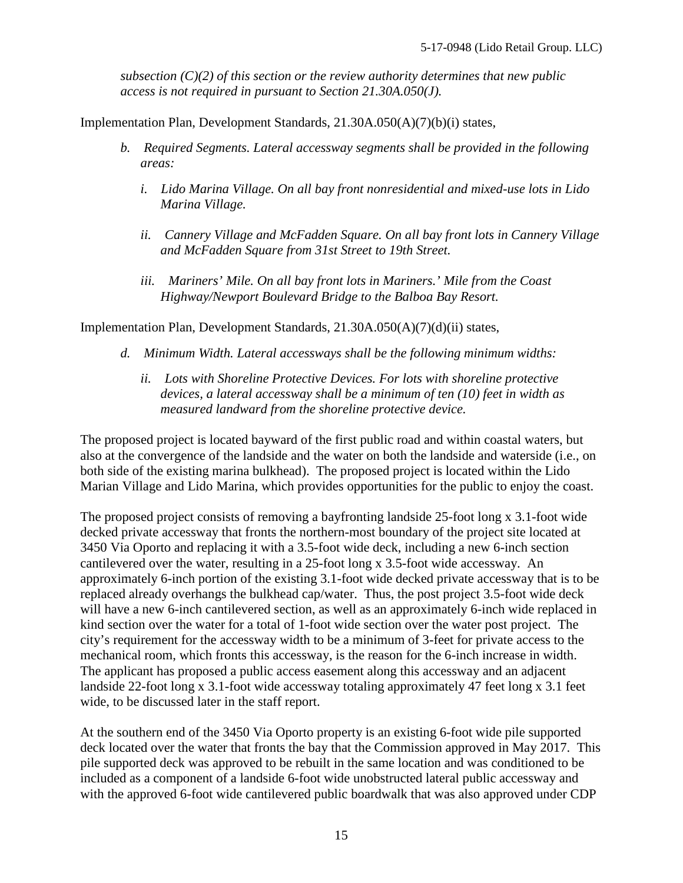*subsection (C)(2) of this section or the review authority determines that new public access is not required in pursuant to Section 21.30A.050(J).*

Implementation Plan, Development Standards, 21.30A.050(A)(7)(b)(i) states,

> *b. Required Segments. Lateral accessway segments shall be provided in the following areas:*
>
> *i. Lido Marina Village. On all bay front nonresidential and mixed-use lots in Lido Marina Village.*
>
> *ii. Cannery Village and McFadden Square. On all bay front lots in Cannery Village and McFadden Square from 31st Street to 19th Street.*
>
> *iii. Mariners' Mile. On all bay front lots in Mariners.' Mile from the Coast Highway/Newport Boulevard Bridge to the Balboa Bay Resort.*

Implementation Plan, Development Standards, 21.30A.050(A)(7)(d)(ii) states,

> *d. Minimum Width. Lateral accessways shall be the following minimum widths:*
>
> *ii. Lots with Shoreline Protective Devices. For lots with shoreline protective devices, a lateral accessway shall be a minimum of ten (10) feet in width as measured landward from the shoreline protective device.*

The proposed project is located bayward of the first public road and within coastal waters, but also at the convergence of the landside and the water on both the landside and waterside (i.e., on both side of the existing marina bulkhead). The proposed project is located within the Lido Marian Village and Lido Marina, which provides opportunities for the public to enjoy the coast.

The proposed project consists of removing a bayfronting landside 25-foot long x 3.1-foot wide decked private accessway that fronts the northern-most boundary of the project site located at 3450 Via Oporto and replacing it with a 3.5-foot wide deck, including a new 6-inch section cantilevered over the water, resulting in a 25-foot long x 3.5-foot wide accessway. An approximately 6-inch portion of the existing 3.1-foot wide decked private accessway that is to be replaced already overhangs the bulkhead cap/water. Thus, the post project 3.5-foot wide deck will have a new 6-inch cantilevered section, as well as an approximately 6-inch wide replaced in kind section over the water for a total of 1-foot wide section over the water post project. The city's requirement for the accessway width to be a minimum of 3-feet for private access to the mechanical room, which fronts this accessway, is the reason for the 6-inch increase in width. The applicant has proposed a public access easement along this accessway and an adjacent landside 22-foot long x 3.1-foot wide accessway totaling approximately 47 feet long x 3.1 feet wide, to be discussed later in the staff report.

At the southern end of the 3450 Via Oporto property is an existing 6-foot wide pile supported deck located over the water that fronts the bay that the Commission approved in May 2017. This pile supported deck was approved to be rebuilt in the same location and was conditioned to be included as a component of a landside 6-foot wide unobstructed lateral public accessway and with the approved 6-foot wide cantilevered public boardwalk that was also approved under CDP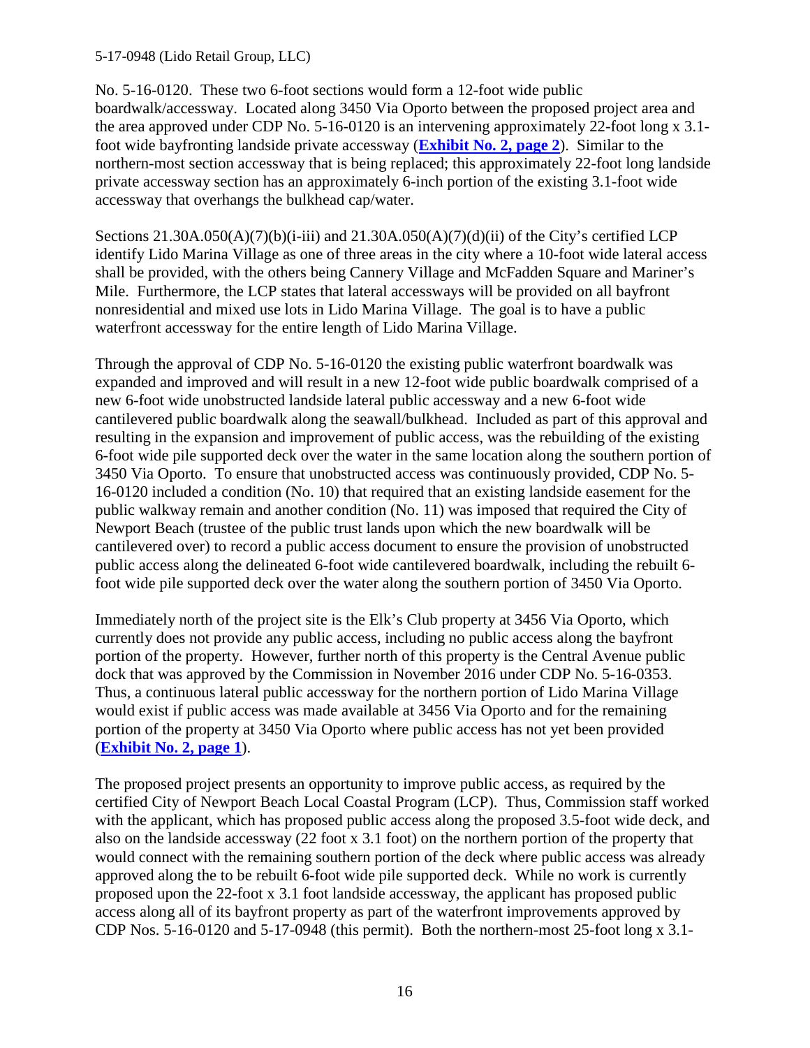No. 5-16-0120. These two 6-foot sections would form a 12-foot wide public boardwalk/accessway. Located along 3450 Via Oporto between the proposed project area and the area approved under CDP No. 5-16-0120 is an intervening approximately 22-foot long x 3.1-foot wide bayfronting landside private accessway (**Exhibit No. 2, page 2**). Similar to the northern-most section accessway that is being replaced; this approximately 22-foot long landside private accessway section has an approximately 6-inch portion of the existing 3.1-foot wide accessway that overhangs the bulkhead cap/water.

Sections 21.30A.050(A)(7)(b)(i-iii) and 21.30A.050(A)(7)(d)(ii) of the City's certified LCP identify Lido Marina Village as one of three areas in the city where a 10-foot wide lateral access shall be provided, with the others being Cannery Village and McFadden Square and Mariner's Mile. Furthermore, the LCP states that lateral accessways will be provided on all bayfront nonresidential and mixed use lots in Lido Marina Village. The goal is to have a public waterfront accessway for the entire length of Lido Marina Village.

Through the approval of CDP No. 5-16-0120 the existing public waterfront boardwalk was expanded and improved and will result in a new 12-foot wide public boardwalk comprised of a new 6-foot wide unobstructed landside lateral public accessway and a new 6-foot wide cantilevered public boardwalk along the seawall/bulkhead. Included as part of this approval and resulting in the expansion and improvement of public access, was the rebuilding of the existing 6-foot wide pile supported deck over the water in the same location along the southern portion of 3450 Via Oporto. To ensure that unobstructed access was continuously provided, CDP No. 5-16-0120 included a condition (No. 10) that required that an existing landside easement for the public walkway remain and another condition (No. 11) was imposed that required the City of Newport Beach (trustee of the public trust lands upon which the new boardwalk will be cantilevered over) to record a public access document to ensure the provision of unobstructed public access along the delineated 6-foot wide cantilevered boardwalk, including the rebuilt 6-foot wide pile supported deck over the water along the southern portion of 3450 Via Oporto.

Immediately north of the project site is the Elk's Club property at 3456 Via Oporto, which currently does not provide any public access, including no public access along the bayfront portion of the property. However, further north of this property is the Central Avenue public dock that was approved by the Commission in November 2016 under CDP No. 5-16-0353. Thus, a continuous lateral public accessway for the northern portion of Lido Marina Village would exist if public access was made available at 3456 Via Oporto and for the remaining portion of the property at 3450 Via Oporto where public access has not yet been provided (**Exhibit No. 2, page 1**).

The proposed project presents an opportunity to improve public access, as required by the certified City of Newport Beach Local Coastal Program (LCP). Thus, Commission staff worked with the applicant, which has proposed public access along the proposed 3.5-foot wide deck, and also on the landside accessway (22 foot x 3.1 foot) on the northern portion of the property that would connect with the remaining southern portion of the deck where public access was already approved along the to be rebuilt 6-foot wide pile supported deck. While no work is currently proposed upon the 22-foot x 3.1 foot landside accessway, the applicant has proposed public access along all of its bayfront property as part of the waterfront improvements approved by CDP Nos. 5-16-0120 and 5-17-0948 (this permit). Both the northern-most 25-foot long x 3.1-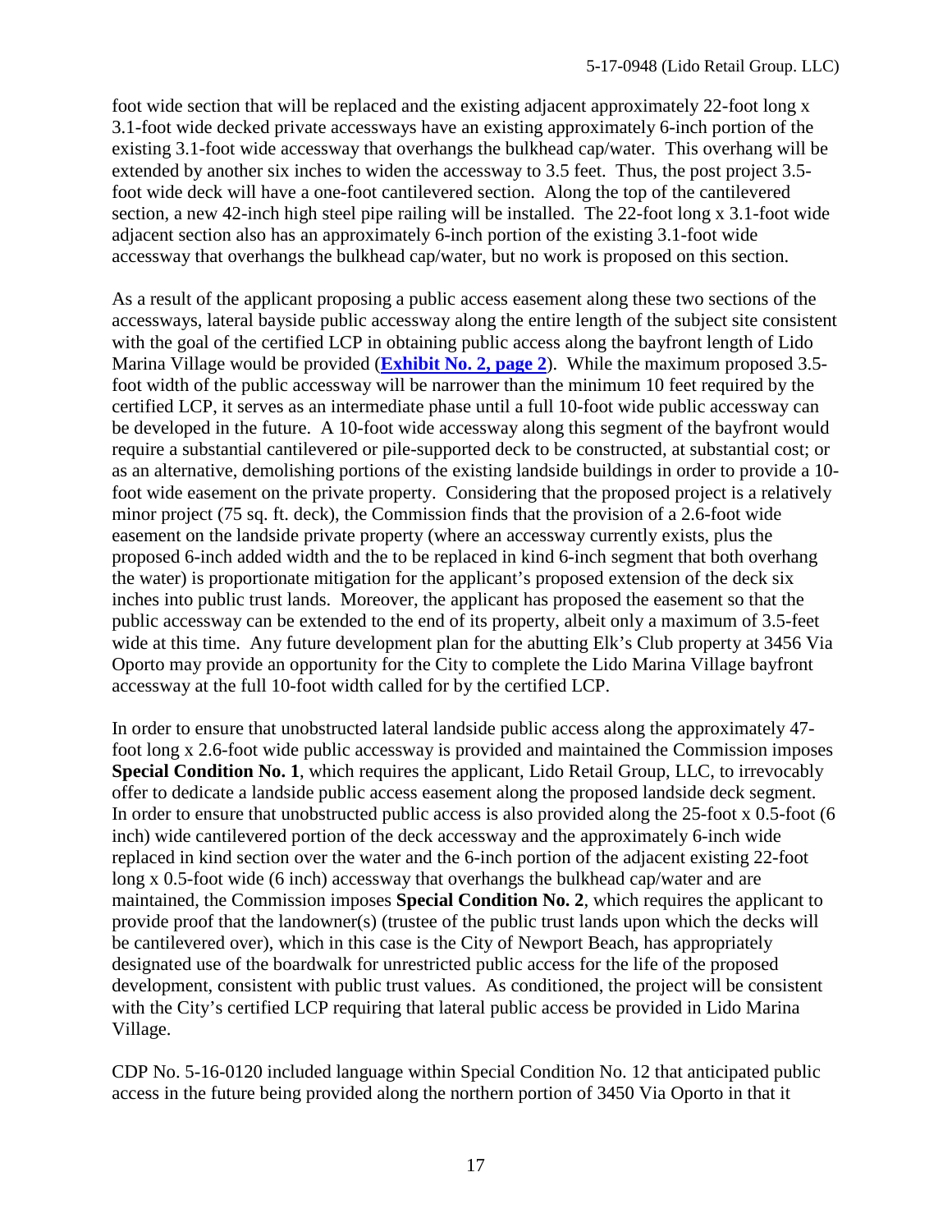foot wide section that will be replaced and the existing adjacent approximately 22-foot long x 3.1-foot wide decked private accessways have an existing approximately 6-inch portion of the existing 3.1-foot wide accessway that overhangs the bulkhead cap/water. This overhang will be extended by another six inches to widen the accessway to 3.5 feet. Thus, the post project 3.5-foot wide deck will have a one-foot cantilevered section. Along the top of the cantilevered section, a new 42-inch high steel pipe railing will be installed. The 22-foot long x 3.1-foot wide adjacent section also has an approximately 6-inch portion of the existing 3.1-foot wide accessway that overhangs the bulkhead cap/water, but no work is proposed on this section.

As a result of the applicant proposing a public access easement along these two sections of the accessways, lateral bayside public accessway along the entire length of the subject site consistent with the goal of the certified LCP in obtaining public access along the bayfront length of Lido Marina Village would be provided (**Exhibit No. 2, page 2**). While the maximum proposed 3.5-foot width of the public accessway will be narrower than the minimum 10 feet required by the certified LCP, it serves as an intermediate phase until a full 10-foot wide public accessway can be developed in the future. A 10-foot wide accessway along this segment of the bayfront would require a substantial cantilevered or pile-supported deck to be constructed, at substantial cost; or as an alternative, demolishing portions of the existing landside buildings in order to provide a 10-foot wide easement on the private property. Considering that the proposed project is a relatively minor project (75 sq. ft. deck), the Commission finds that the provision of a 2.6-foot wide easement on the landside private property (where an accessway currently exists, plus the proposed 6-inch added width and the to be replaced in kind 6-inch segment that both overhang the water) is proportionate mitigation for the applicant's proposed extension of the deck six inches into public trust lands. Moreover, the applicant has proposed the easement so that the public accessway can be extended to the end of its property, albeit only a maximum of 3.5-feet wide at this time. Any future development plan for the abutting Elk's Club property at 3456 Via Oporto may provide an opportunity for the City to complete the Lido Marina Village bayfront accessway at the full 10-foot width called for by the certified LCP.

In order to ensure that unobstructed lateral landside public access along the approximately 47-foot long x 2.6-foot wide public accessway is provided and maintained the Commission imposes **Special Condition No. 1**, which requires the applicant, Lido Retail Group, LLC, to irrevocably offer to dedicate a landside public access easement along the proposed landside deck segment. In order to ensure that unobstructed public access is also provided along the 25-foot x 0.5-foot (6 inch) wide cantilevered portion of the deck accessway and the approximately 6-inch wide replaced in kind section over the water and the 6-inch portion of the adjacent existing 22-foot long x 0.5-foot wide (6 inch) accessway that overhangs the bulkhead cap/water and are maintained, the Commission imposes **Special Condition No. 2**, which requires the applicant to provide proof that the landowner(s) (trustee of the public trust lands upon which the decks will be cantilevered over), which in this case is the City of Newport Beach, has appropriately designated use of the boardwalk for unrestricted public access for the life of the proposed development, consistent with public trust values. As conditioned, the project will be consistent with the City's certified LCP requiring that lateral public access be provided in Lido Marina Village.

CDP No. 5-16-0120 included language within Special Condition No. 12 that anticipated public access in the future being provided along the northern portion of 3450 Via Oporto in that it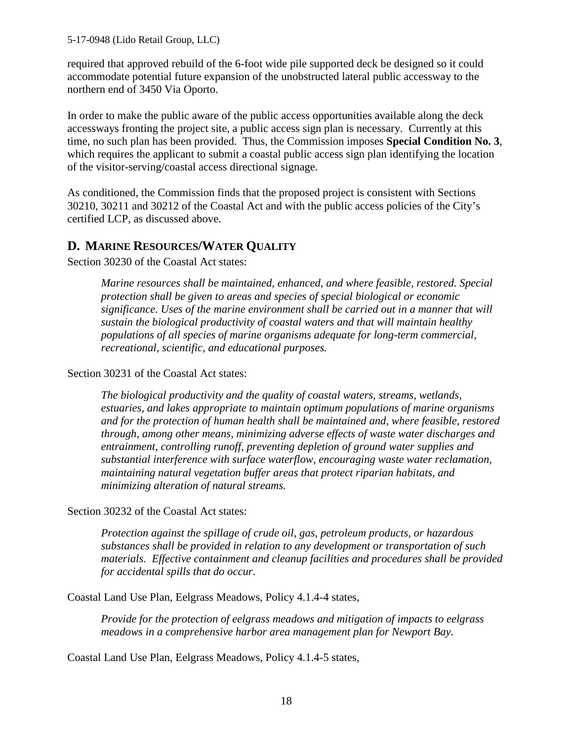required that approved rebuild of the 6-foot wide pile supported deck be designed so it could accommodate potential future expansion of the unobstructed lateral public accessway to the northern end of 3450 Via Oporto.

In order to make the public aware of the public access opportunities available along the deck accessways fronting the project site, a public access sign plan is necessary. Currently at this time, no such plan has been provided. Thus, the Commission imposes **Special Condition No. 3**, which requires the applicant to submit a coastal public access sign plan identifying the location of the visitor-serving/coastal access directional signage.

As conditioned, the Commission finds that the proposed project is consistent with Sections 30210, 30211 and 30212 of the Coastal Act and with the public access policies of the City's certified LCP, as discussed above.

## D. MARINE RESOURCES/WATER QUALITY

Section 30230 of the Coastal Act states:

> *Marine resources shall be maintained, enhanced, and where feasible, restored. Special protection shall be given to areas and species of special biological or economic significance. Uses of the marine environment shall be carried out in a manner that will sustain the biological productivity of coastal waters and that will maintain healthy populations of all species of marine organisms adequate for long-term commercial, recreational, scientific, and educational purposes.*

Section 30231 of the Coastal Act states:

> *The biological productivity and the quality of coastal waters, streams, wetlands, estuaries, and lakes appropriate to maintain optimum populations of marine organisms and for the protection of human health shall be maintained and, where feasible, restored through, among other means, minimizing adverse effects of waste water discharges and entrainment, controlling runoff, preventing depletion of ground water supplies and substantial interference with surface waterflow, encouraging waste water reclamation, maintaining natural vegetation buffer areas that protect riparian habitats, and minimizing alteration of natural streams.*

Section 30232 of the Coastal Act states:

> *Protection against the spillage of crude oil, gas, petroleum products, or hazardous substances shall be provided in relation to any development or transportation of such materials. Effective containment and cleanup facilities and procedures shall be provided for accidental spills that do occur.*

Coastal Land Use Plan, Eelgrass Meadows, Policy 4.1.4-4 states,

> *Provide for the protection of eelgrass meadows and mitigation of impacts to eelgrass meadows in a comprehensive harbor area management plan for Newport Bay.*

Coastal Land Use Plan, Eelgrass Meadows, Policy 4.1.4-5 states,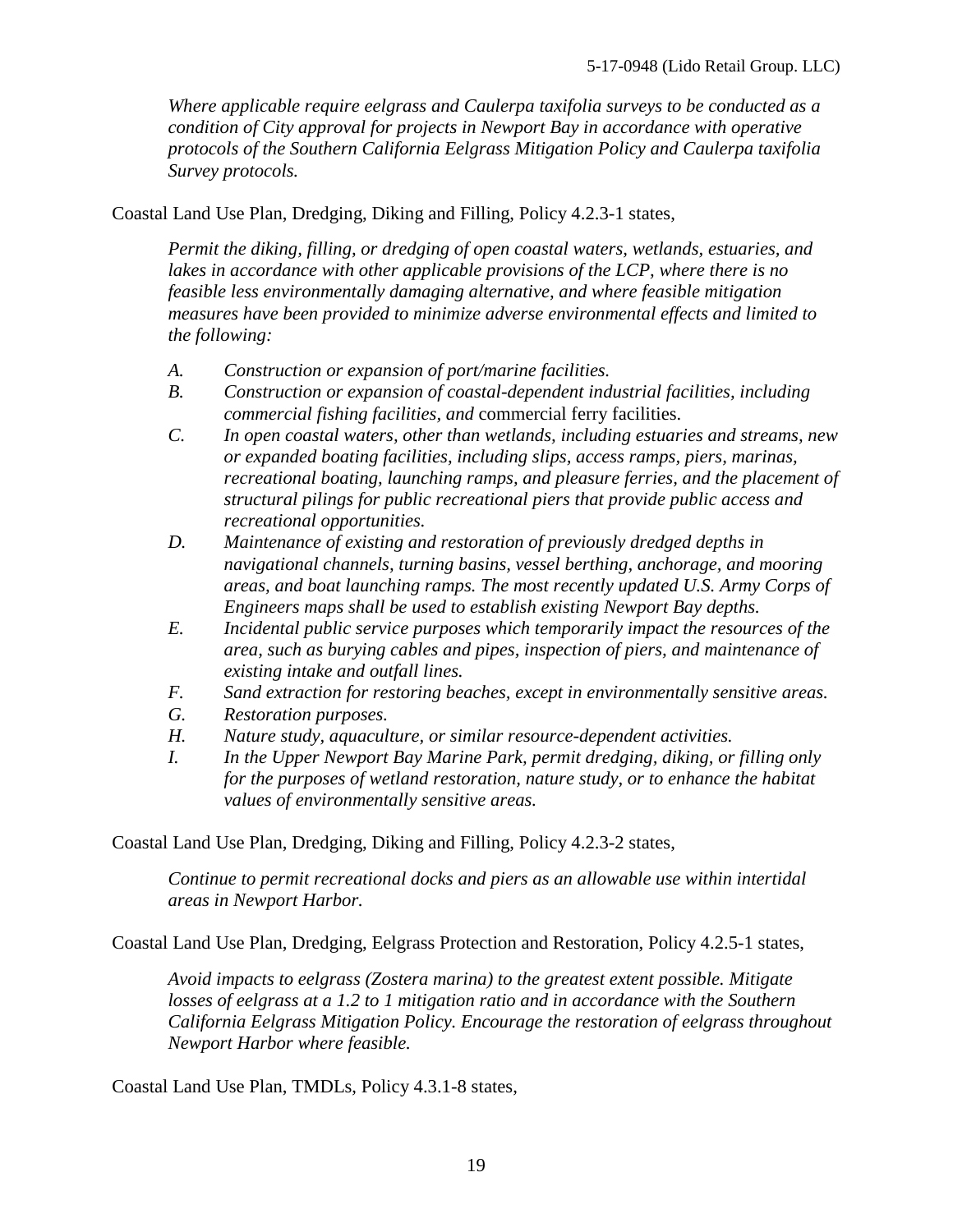*Where applicable require eelgrass and Caulerpa taxifolia surveys to be conducted as a condition of City approval for projects in Newport Bay in accordance with operative protocols of the Southern California Eelgrass Mitigation Policy and Caulerpa taxifolia Survey protocols.*

Coastal Land Use Plan, Dredging, Diking and Filling, Policy 4.2.3-1 states,

*Permit the diking, filling, or dredging of open coastal waters, wetlands, estuaries, and lakes in accordance with other applicable provisions of the LCP, where there is no feasible less environmentally damaging alternative, and where feasible mitigation measures have been provided to minimize adverse environmental effects and limited to the following:*

*A. Construction or expansion of port/marine facilities.*
*B. Construction or expansion of coastal-dependent industrial facilities, including commercial fishing facilities, and* commercial ferry facilities.
*C. In open coastal waters, other than wetlands, including estuaries and streams, new or expanded boating facilities, including slips, access ramps, piers, marinas, recreational boating, launching ramps, and pleasure ferries, and the placement of structural pilings for public recreational piers that provide public access and recreational opportunities.*
*D. Maintenance of existing and restoration of previously dredged depths in navigational channels, turning basins, vessel berthing, anchorage, and mooring areas, and boat launching ramps. The most recently updated U.S. Army Corps of Engineers maps shall be used to establish existing Newport Bay depths.*
*E. Incidental public service purposes which temporarily impact the resources of the area, such as burying cables and pipes, inspection of piers, and maintenance of existing intake and outfall lines.*
*F. Sand extraction for restoring beaches, except in environmentally sensitive areas.*
*G. Restoration purposes.*
*H. Nature study, aquaculture, or similar resource-dependent activities.*
*I. In the Upper Newport Bay Marine Park, permit dredging, diking, or filling only for the purposes of wetland restoration, nature study, or to enhance the habitat values of environmentally sensitive areas.*

Coastal Land Use Plan, Dredging, Diking and Filling, Policy 4.2.3-2 states,

*Continue to permit recreational docks and piers as an allowable use within intertidal areas in Newport Harbor.*

Coastal Land Use Plan, Dredging, Eelgrass Protection and Restoration, Policy 4.2.5-1 states,

*Avoid impacts to eelgrass (Zostera marina) to the greatest extent possible. Mitigate losses of eelgrass at a 1.2 to 1 mitigation ratio and in accordance with the Southern California Eelgrass Mitigation Policy. Encourage the restoration of eelgrass throughout Newport Harbor where feasible.*

Coastal Land Use Plan, TMDLs, Policy 4.3.1-8 states,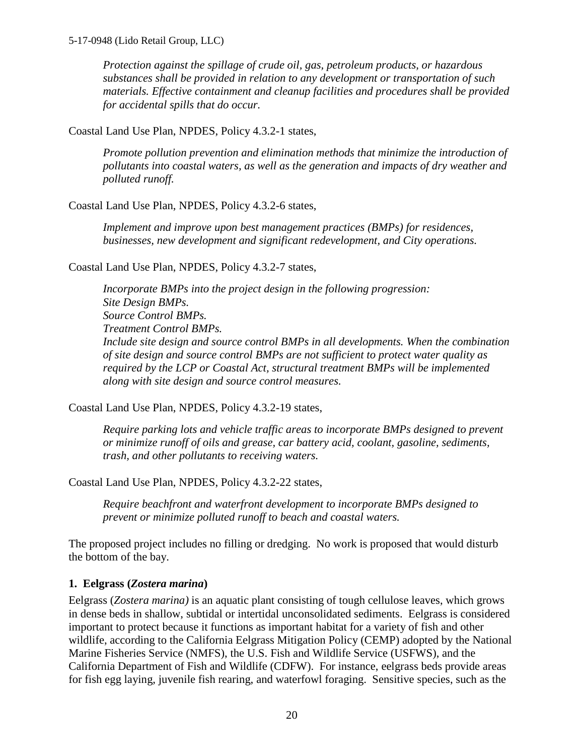*Protection against the spillage of crude oil, gas, petroleum products, or hazardous substances shall be provided in relation to any development or transportation of such materials. Effective containment and cleanup facilities and procedures shall be provided for accidental spills that do occur.*

Coastal Land Use Plan, NPDES, Policy 4.3.2-1 states,

> *Promote pollution prevention and elimination methods that minimize the introduction of pollutants into coastal waters, as well as the generation and impacts of dry weather and polluted runoff.*

Coastal Land Use Plan, NPDES, Policy 4.3.2-6 states,

> *Implement and improve upon best management practices (BMPs) for residences, businesses, new development and significant redevelopment, and City operations.*

Coastal Land Use Plan, NPDES, Policy 4.3.2-7 states,

> *Incorporate BMPs into the project design in the following progression:*
> *Site Design BMPs.*
> *Source Control BMPs.*
> *Treatment Control BMPs.*
> *Include site design and source control BMPs in all developments. When the combination of site design and source control BMPs are not sufficient to protect water quality as required by the LCP or Coastal Act, structural treatment BMPs will be implemented along with site design and source control measures.*

Coastal Land Use Plan, NPDES, Policy 4.3.2-19 states,

> *Require parking lots and vehicle traffic areas to incorporate BMPs designed to prevent or minimize runoff of oils and grease, car battery acid, coolant, gasoline, sediments, trash, and other pollutants to receiving waters.*

Coastal Land Use Plan, NPDES, Policy 4.3.2-22 states,

> *Require beachfront and waterfront development to incorporate BMPs designed to prevent or minimize polluted runoff to beach and coastal waters.*

The proposed project includes no filling or dredging. No work is proposed that would disturb the bottom of the bay.

### 1. Eelgrass (*Zostera marina*)

Eelgrass (*Zostera marina)* is an aquatic plant consisting of tough cellulose leaves, which grows in dense beds in shallow, subtidal or intertidal unconsolidated sediments. Eelgrass is considered important to protect because it functions as important habitat for a variety of fish and other wildlife, according to the California Eelgrass Mitigation Policy (CEMP) adopted by the National Marine Fisheries Service (NMFS), the U.S. Fish and Wildlife Service (USFWS), and the California Department of Fish and Wildlife (CDFW). For instance, eelgrass beds provide areas for fish egg laying, juvenile fish rearing, and waterfowl foraging. Sensitive species, such as the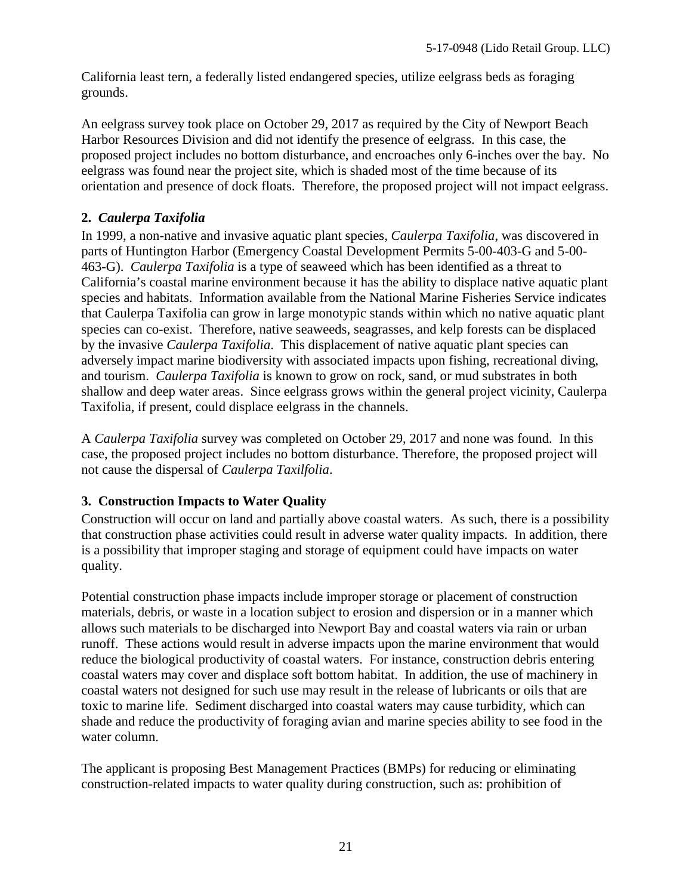California least tern, a federally listed endangered species, utilize eelgrass beds as foraging grounds.

An eelgrass survey took place on October 29, 2017 as required by the City of Newport Beach Harbor Resources Division and did not identify the presence of eelgrass. In this case, the proposed project includes no bottom disturbance, and encroaches only 6-inches over the bay. No eelgrass was found near the project site, which is shaded most of the time because of its orientation and presence of dock floats. Therefore, the proposed project will not impact eelgrass.

### 2. *Caulerpa Taxifolia*

In 1999, a non-native and invasive aquatic plant species, *Caulerpa Taxifolia*, was discovered in parts of Huntington Harbor (Emergency Coastal Development Permits 5-00-403-G and 5-00-463-G). *Caulerpa Taxifolia* is a type of seaweed which has been identified as a threat to California's coastal marine environment because it has the ability to displace native aquatic plant species and habitats. Information available from the National Marine Fisheries Service indicates that Caulerpa Taxifolia can grow in large monotypic stands within which no native aquatic plant species can co-exist. Therefore, native seaweeds, seagrasses, and kelp forests can be displaced by the invasive *Caulerpa Taxifolia*. This displacement of native aquatic plant species can adversely impact marine biodiversity with associated impacts upon fishing, recreational diving, and tourism. *Caulerpa Taxifolia* is known to grow on rock, sand, or mud substrates in both shallow and deep water areas. Since eelgrass grows within the general project vicinity, Caulerpa Taxifolia, if present, could displace eelgrass in the channels.

A *Caulerpa Taxifolia* survey was completed on October 29, 2017 and none was found. In this case, the proposed project includes no bottom disturbance. Therefore, the proposed project will not cause the dispersal of *Caulerpa Taxilfolia*.

### 3. Construction Impacts to Water Quality

Construction will occur on land and partially above coastal waters. As such, there is a possibility that construction phase activities could result in adverse water quality impacts. In addition, there is a possibility that improper staging and storage of equipment could have impacts on water quality.

Potential construction phase impacts include improper storage or placement of construction materials, debris, or waste in a location subject to erosion and dispersion or in a manner which allows such materials to be discharged into Newport Bay and coastal waters via rain or urban runoff. These actions would result in adverse impacts upon the marine environment that would reduce the biological productivity of coastal waters. For instance, construction debris entering coastal waters may cover and displace soft bottom habitat. In addition, the use of machinery in coastal waters not designed for such use may result in the release of lubricants or oils that are toxic to marine life. Sediment discharged into coastal waters may cause turbidity, which can shade and reduce the productivity of foraging avian and marine species ability to see food in the water column.

The applicant is proposing Best Management Practices (BMPs) for reducing or eliminating construction-related impacts to water quality during construction, such as: prohibition of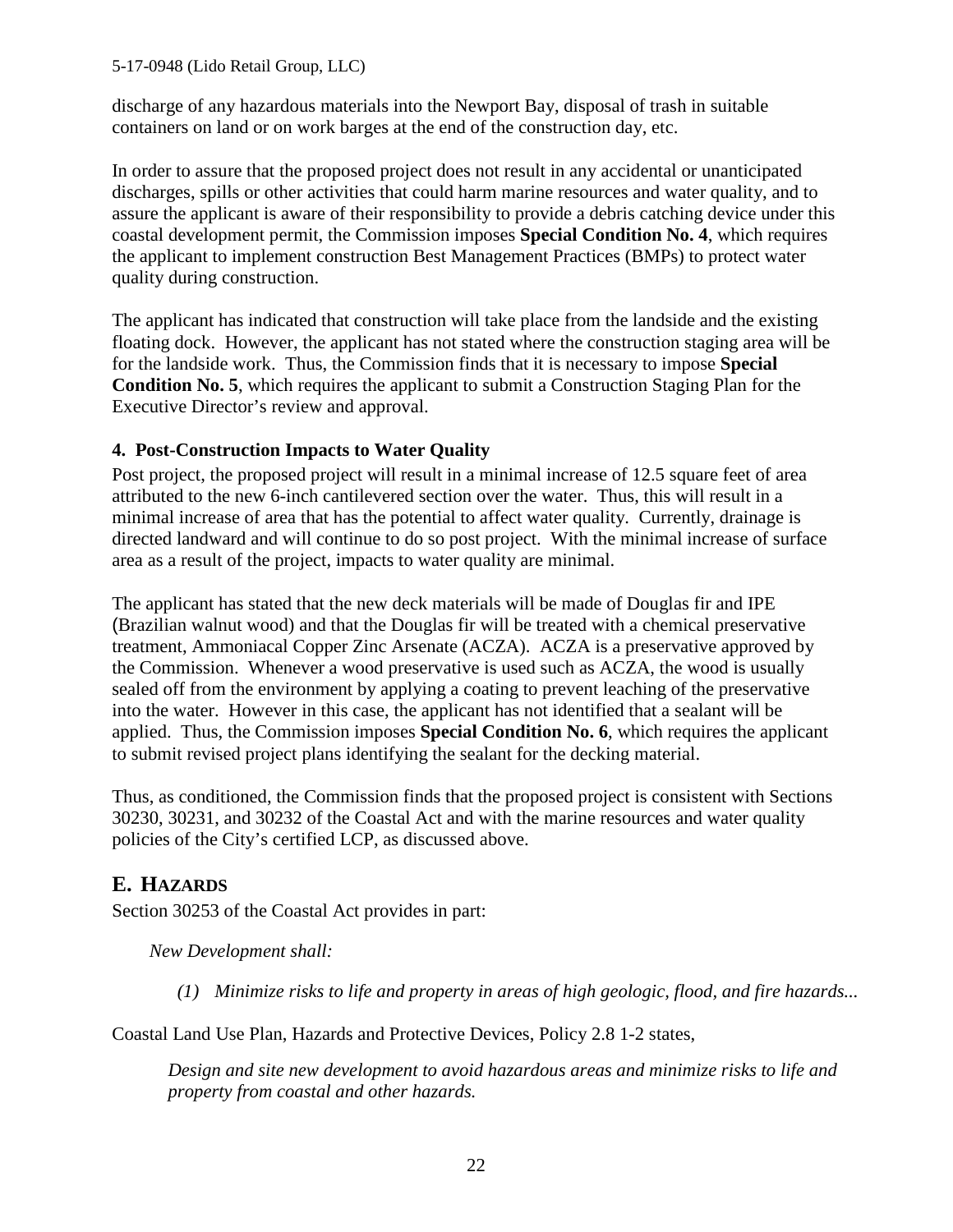discharge of any hazardous materials into the Newport Bay, disposal of trash in suitable containers on land or on work barges at the end of the construction day, etc.

In order to assure that the proposed project does not result in any accidental or unanticipated discharges, spills or other activities that could harm marine resources and water quality, and to assure the applicant is aware of their responsibility to provide a debris catching device under this coastal development permit, the Commission imposes **Special Condition No. 4**, which requires the applicant to implement construction Best Management Practices (BMPs) to protect water quality during construction.

The applicant has indicated that construction will take place from the landside and the existing floating dock. However, the applicant has not stated where the construction staging area will be for the landside work. Thus, the Commission finds that it is necessary to impose **Special Condition No. 5**, which requires the applicant to submit a Construction Staging Plan for the Executive Director's review and approval.

#### 4. Post-Construction Impacts to Water Quality

Post project, the proposed project will result in a minimal increase of 12.5 square feet of area attributed to the new 6-inch cantilevered section over the water. Thus, this will result in a minimal increase of area that has the potential to affect water quality. Currently, drainage is directed landward and will continue to do so post project. With the minimal increase of surface area as a result of the project, impacts to water quality are minimal.

The applicant has stated that the new deck materials will be made of Douglas fir and IPE (Brazilian walnut wood) and that the Douglas fir will be treated with a chemical preservative treatment, Ammoniacal Copper Zinc Arsenate (ACZA). ACZA is a preservative approved by the Commission. Whenever a wood preservative is used such as ACZA, the wood is usually sealed off from the environment by applying a coating to prevent leaching of the preservative into the water. However in this case, the applicant has not identified that a sealant will be applied. Thus, the Commission imposes **Special Condition No. 6**, which requires the applicant to submit revised project plans identifying the sealant for the decking material.

Thus, as conditioned, the Commission finds that the proposed project is consistent with Sections 30230, 30231, and 30232 of the Coastal Act and with the marine resources and water quality policies of the City's certified LCP, as discussed above.

## E. HAZARDS

Section 30253 of the Coastal Act provides in part:

> *New Development shall:*
>
> *(1) Minimize risks to life and property in areas of high geologic, flood, and fire hazards...*

Coastal Land Use Plan, Hazards and Protective Devices, Policy 2.8 1-2 states,

> *Design and site new development to avoid hazardous areas and minimize risks to life and property from coastal and other hazards.*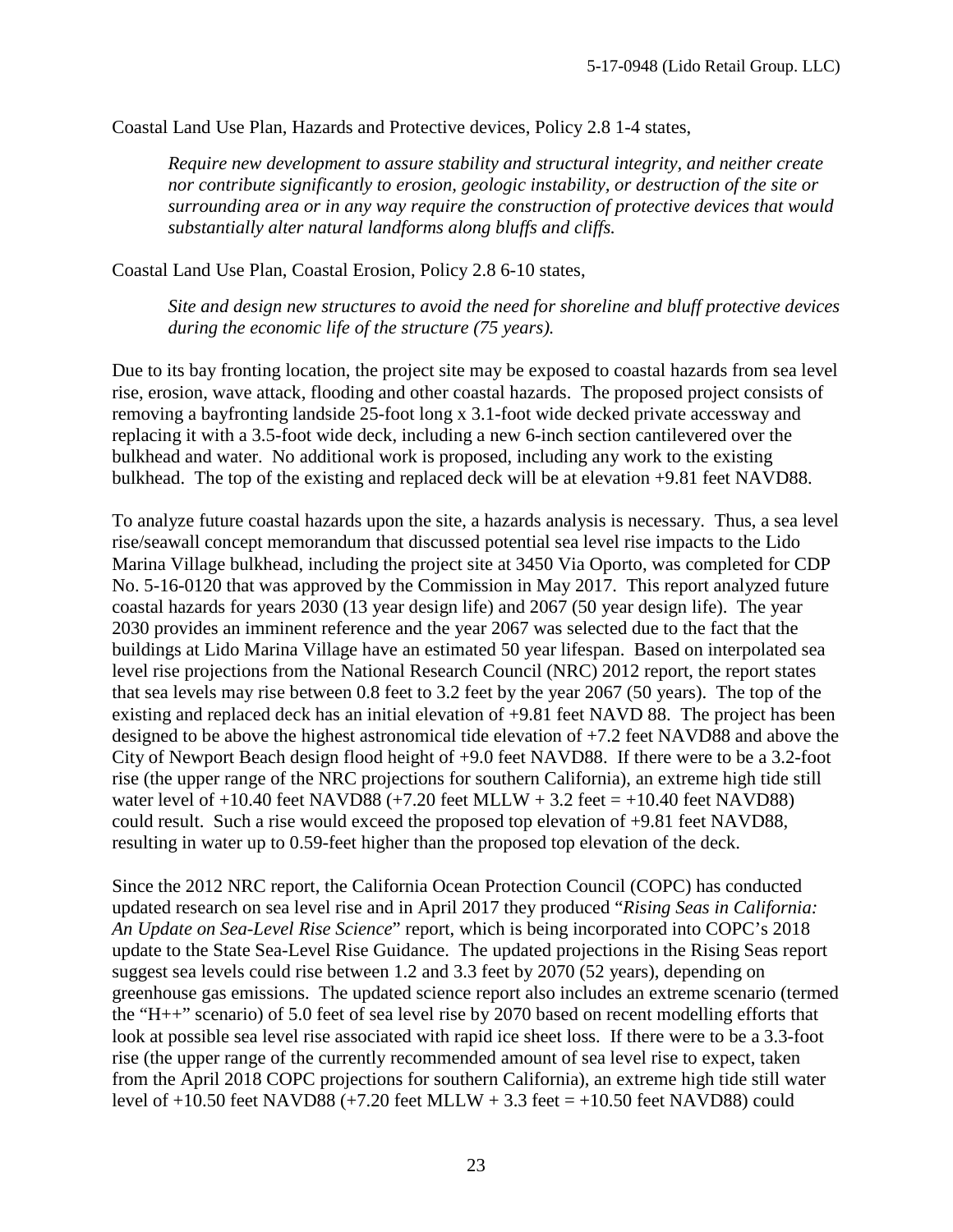Coastal Land Use Plan, Hazards and Protective devices, Policy 2.8 1-4 states,

> *Require new development to assure stability and structural integrity, and neither create nor contribute significantly to erosion, geologic instability, or destruction of the site or surrounding area or in any way require the construction of protective devices that would substantially alter natural landforms along bluffs and cliffs.*

Coastal Land Use Plan, Coastal Erosion, Policy 2.8 6-10 states,

> *Site and design new structures to avoid the need for shoreline and bluff protective devices during the economic life of the structure (75 years).*

Due to its bay fronting location, the project site may be exposed to coastal hazards from sea level rise, erosion, wave attack, flooding and other coastal hazards. The proposed project consists of removing a bayfronting landside 25-foot long x 3.1-foot wide decked private accessway and replacing it with a 3.5-foot wide deck, including a new 6-inch section cantilevered over the bulkhead and water. No additional work is proposed, including any work to the existing bulkhead. The top of the existing and replaced deck will be at elevation +9.81 feet NAVD88.

To analyze future coastal hazards upon the site, a hazards analysis is necessary. Thus, a sea level rise/seawall concept memorandum that discussed potential sea level rise impacts to the Lido Marina Village bulkhead, including the project site at 3450 Via Oporto, was completed for CDP No. 5-16-0120 that was approved by the Commission in May 2017. This report analyzed future coastal hazards for years 2030 (13 year design life) and 2067 (50 year design life). The year 2030 provides an imminent reference and the year 2067 was selected due to the fact that the buildings at Lido Marina Village have an estimated 50 year lifespan. Based on interpolated sea level rise projections from the National Research Council (NRC) 2012 report, the report states that sea levels may rise between 0.8 feet to 3.2 feet by the year 2067 (50 years). The top of the existing and replaced deck has an initial elevation of +9.81 feet NAVD 88. The project has been designed to be above the highest astronomical tide elevation of +7.2 feet NAVD88 and above the City of Newport Beach design flood height of +9.0 feet NAVD88. If there were to be a 3.2-foot rise (the upper range of the NRC projections for southern California), an extreme high tide still water level of +10.40 feet NAVD88 (+7.20 feet MLLW + 3.2 feet = +10.40 feet NAVD88) could result. Such a rise would exceed the proposed top elevation of +9.81 feet NAVD88, resulting in water up to 0.59-feet higher than the proposed top elevation of the deck.

Since the 2012 NRC report, the California Ocean Protection Council (COPC) has conducted updated research on sea level rise and in April 2017 they produced "*Rising Seas in California: An Update on Sea-Level Rise Science*" report, which is being incorporated into COPC's 2018 update to the State Sea-Level Rise Guidance. The updated projections in the Rising Seas report suggest sea levels could rise between 1.2 and 3.3 feet by 2070 (52 years), depending on greenhouse gas emissions. The updated science report also includes an extreme scenario (termed the "H++" scenario) of 5.0 feet of sea level rise by 2070 based on recent modelling efforts that look at possible sea level rise associated with rapid ice sheet loss. If there were to be a 3.3-foot rise (the upper range of the currently recommended amount of sea level rise to expect, taken from the April 2018 COPC projections for southern California), an extreme high tide still water level of +10.50 feet NAVD88 (+7.20 feet MLLW + 3.3 feet = +10.50 feet NAVD88) could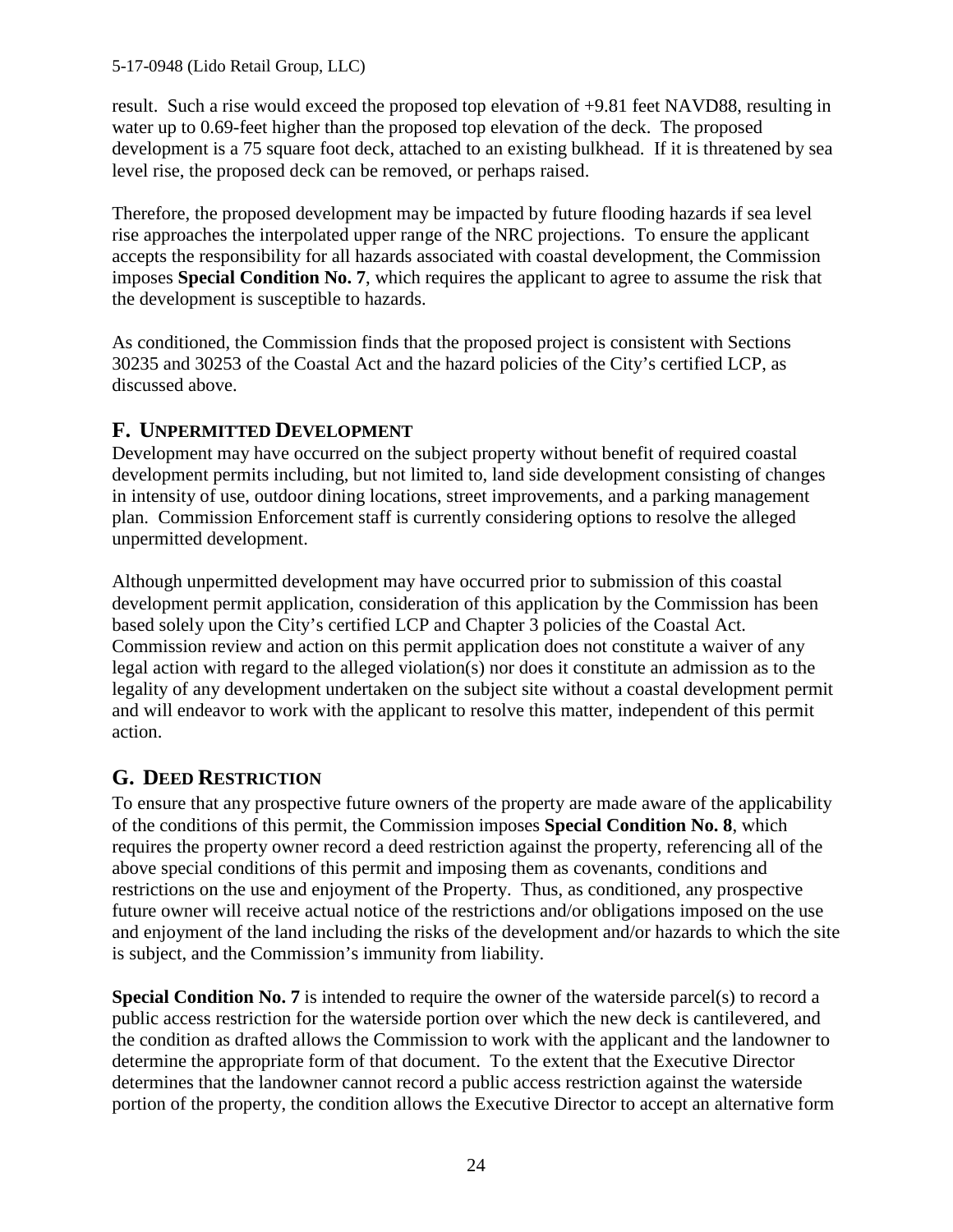result. Such a rise would exceed the proposed top elevation of +9.81 feet NAVD88, resulting in water up to 0.69-feet higher than the proposed top elevation of the deck. The proposed development is a 75 square foot deck, attached to an existing bulkhead. If it is threatened by sea level rise, the proposed deck can be removed, or perhaps raised.

Therefore, the proposed development may be impacted by future flooding hazards if sea level rise approaches the interpolated upper range of the NRC projections. To ensure the applicant accepts the responsibility for all hazards associated with coastal development, the Commission imposes **Special Condition No. 7**, which requires the applicant to agree to assume the risk that the development is susceptible to hazards.

As conditioned, the Commission finds that the proposed project is consistent with Sections 30235 and 30253 of the Coastal Act and the hazard policies of the City's certified LCP, as discussed above.

## F. UNPERMITTED DEVELOPMENT

Development may have occurred on the subject property without benefit of required coastal development permits including, but not limited to, land side development consisting of changes in intensity of use, outdoor dining locations, street improvements, and a parking management plan. Commission Enforcement staff is currently considering options to resolve the alleged unpermitted development.

Although unpermitted development may have occurred prior to submission of this coastal development permit application, consideration of this application by the Commission has been based solely upon the City's certified LCP and Chapter 3 policies of the Coastal Act. Commission review and action on this permit application does not constitute a waiver of any legal action with regard to the alleged violation(s) nor does it constitute an admission as to the legality of any development undertaken on the subject site without a coastal development permit and will endeavor to work with the applicant to resolve this matter, independent of this permit action.

## G. DEED RESTRICTION

To ensure that any prospective future owners of the property are made aware of the applicability of the conditions of this permit, the Commission imposes **Special Condition No. 8**, which requires the property owner record a deed restriction against the property, referencing all of the above special conditions of this permit and imposing them as covenants, conditions and restrictions on the use and enjoyment of the Property. Thus, as conditioned, any prospective future owner will receive actual notice of the restrictions and/or obligations imposed on the use and enjoyment of the land including the risks of the development and/or hazards to which the site is subject, and the Commission's immunity from liability.

**Special Condition No. 7** is intended to require the owner of the waterside parcel(s) to record a public access restriction for the waterside portion over which the new deck is cantilevered, and the condition as drafted allows the Commission to work with the applicant and the landowner to determine the appropriate form of that document. To the extent that the Executive Director determines that the landowner cannot record a public access restriction against the waterside portion of the property, the condition allows the Executive Director to accept an alternative form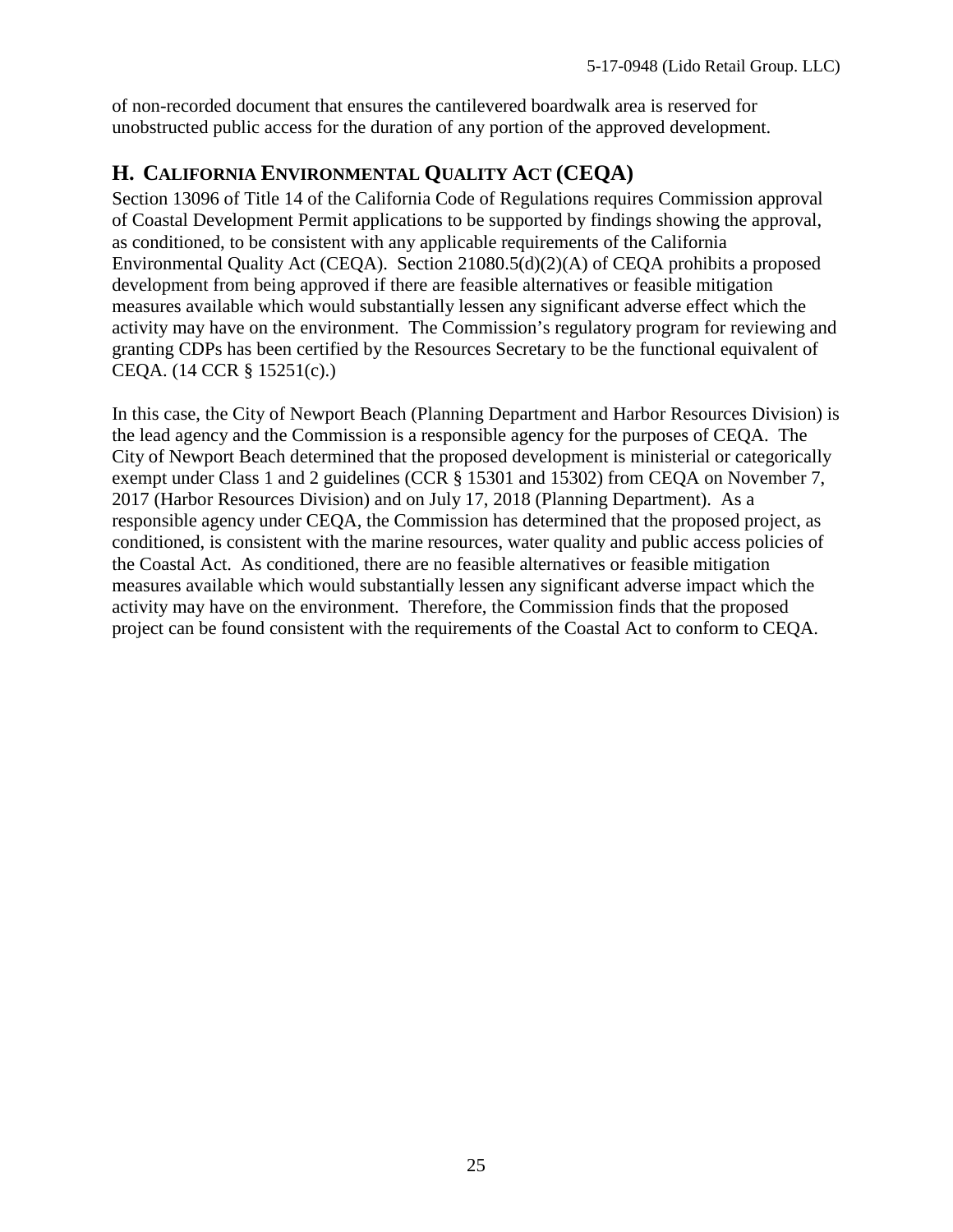of non-recorded document that ensures the cantilevered boardwalk area is reserved for unobstructed public access for the duration of any portion of the approved development.

## H. California Environmental Quality Act (CEQA)

Section 13096 of Title 14 of the California Code of Regulations requires Commission approval of Coastal Development Permit applications to be supported by findings showing the approval, as conditioned, to be consistent with any applicable requirements of the California Environmental Quality Act (CEQA). Section 21080.5(d)(2)(A) of CEQA prohibits a proposed development from being approved if there are feasible alternatives or feasible mitigation measures available which would substantially lessen any significant adverse effect which the activity may have on the environment. The Commission's regulatory program for reviewing and granting CDPs has been certified by the Resources Secretary to be the functional equivalent of CEQA. (14 CCR § 15251(c).)

In this case, the City of Newport Beach (Planning Department and Harbor Resources Division) is the lead agency and the Commission is a responsible agency for the purposes of CEQA. The City of Newport Beach determined that the proposed development is ministerial or categorically exempt under Class 1 and 2 guidelines (CCR § 15301 and 15302) from CEQA on November 7, 2017 (Harbor Resources Division) and on July 17, 2018 (Planning Department). As a responsible agency under CEQA, the Commission has determined that the proposed project, as conditioned, is consistent with the marine resources, water quality and public access policies of the Coastal Act. As conditioned, there are no feasible alternatives or feasible mitigation measures available which would substantially lessen any significant adverse impact which the activity may have on the environment. Therefore, the Commission finds that the proposed project can be found consistent with the requirements of the Coastal Act to conform to CEQA.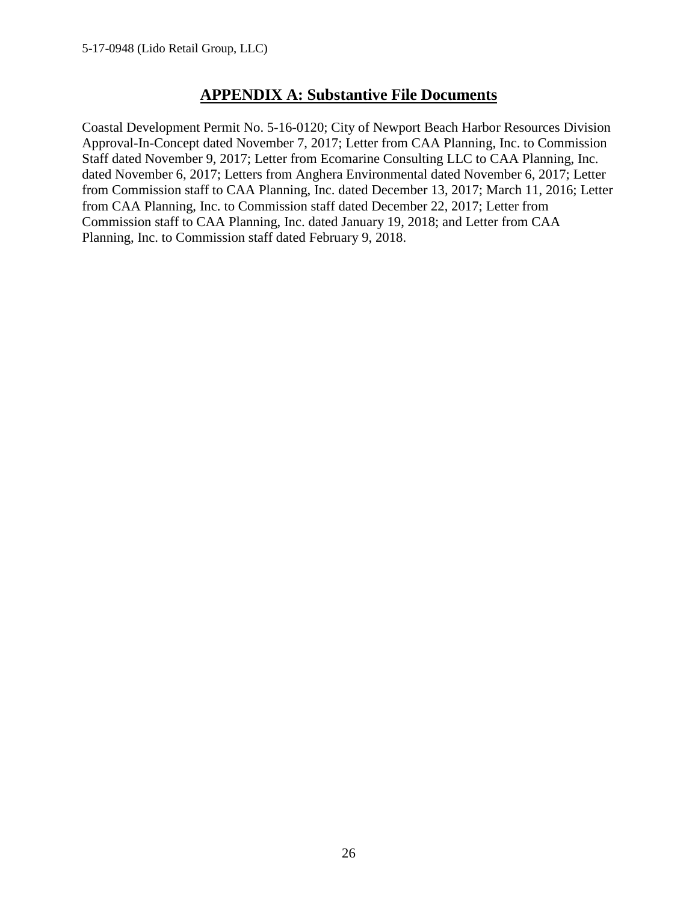## APPENDIX A: Substantive File Documents

Coastal Development Permit No. 5-16-0120; City of Newport Beach Harbor Resources Division Approval-In-Concept dated November 7, 2017; Letter from CAA Planning, Inc. to Commission Staff dated November 9, 2017; Letter from Ecomarine Consulting LLC to CAA Planning, Inc. dated November 6, 2017; Letters from Anghera Environmental dated November 6, 2017; Letter from Commission staff to CAA Planning, Inc. dated December 13, 2017; March 11, 2016; Letter from CAA Planning, Inc. to Commission staff dated December 22, 2017; Letter from Commission staff to CAA Planning, Inc. dated January 19, 2018; and Letter from CAA Planning, Inc. to Commission staff dated February 9, 2018.